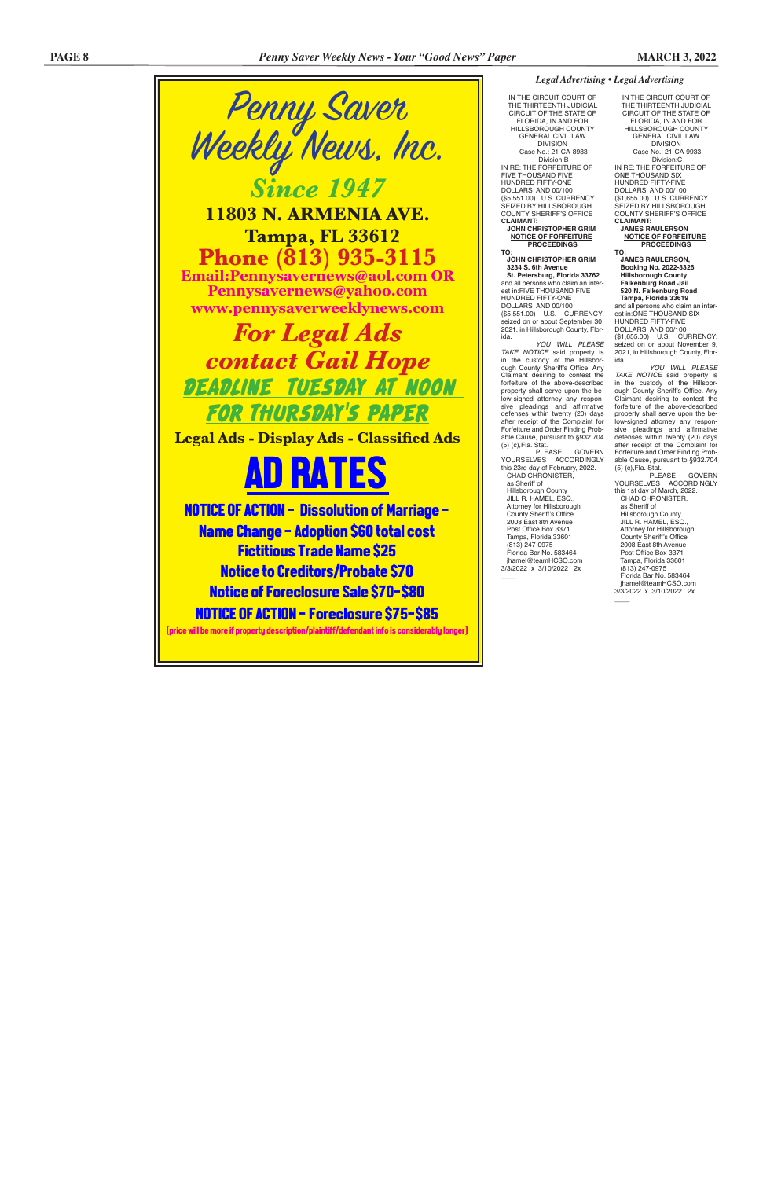# Penny Saver Weekly News, Inc.

## Since 1947

**11803 N. ARMENIA AVE.**
**Tampa, FL 33612**
**Phone (813) 935-3115**
**Email:Pennysavernews@aol.com OR Pennysavernews@yahoo.com**
**www.pennysaverweeklynews.com**

## For Legal Ads contact Gail Hope

**DEADLINE TUESDAY AT NOON FOR THURSDAY'S PAPER**

**Legal Ads - Display Ads - Classified Ads**

# AD RATES

**NOTICE OF ACTION - Dissolution of Marriage - Name Change - Adoption $60 total cost**
**Fictitious Trade Name $25**
**Notice to Creditors/Probate $70**
**Notice of Foreclosure Sale $70-$80**
**NOTICE OF ACTION - Foreclosure $75-$85**

(price will be more if property description/plaintiff/defendant info is considerably longer)

*Legal Advertising • Legal Advertising*

IN THE CIRCUIT COURT OF THE THIRTEENTH JUDICIAL CIRCUIT OF THE STATE OF FLORIDA, IN AND FOR HILLSBOROUGH COUNTY GENERAL CIVIL LAW DIVISION
Case No.: 21-CA-8983
Division:B

IN RE: THE FORFEITURE OF FIVE THOUSAND FIVE HUNDRED FIFTY-ONE DOLLARS AND 00/100 ($5,551.00) U.S. CURRENCY SEIZED BY HILLSBOROUGH COUNTY SHERIFF'S OFFICE

**CLAIMANT:**
**JOHN CHRISTOPHER GRIM**

**NOTICE OF FORFEITURE PROCEEDINGS**

**TO:**
**JOHN CHRISTOPHER GRIM**
**3234 S. 6th Avenue**
**St. Petersburg, Florida 33762**

and all persons who claim an interest in:FIVE THOUSAND FIVE HUNDRED FIFTY-ONE DOLLARS AND 00/100 ($5,551.00) U.S. CURRENCY; seized on or about September 30, 2021, in Hillsborough County, Florida.

*YOU WILL PLEASE TAKE NOTICE* said property is in the custody of the Hillsborough County Sheriff's Office. Any Claimant desiring to contest the forfeiture of the above-described property shall serve upon the below-signed attorney any responsive pleadings and affirmative defenses within twenty (20) days after receipt of the Complaint for Forfeiture and Order Finding Probable Cause, pursuant to §932.704 (5) (c),Fla. Stat.

PLEASE GOVERN YOURSELVES ACCORDINGLY this 23rd day of February, 2022.

CHAD CHRONISTER,
as Sheriff of
Hillsborough County
JILL R. HAMEL, ESQ.,
Attorney for Hillsborough County Sheriff's Office
2008 East 8th Avenue
Post Office Box 3371
Tampa, Florida 33601
(813) 247-0975
Florida Bar No. 583464
jhamel@teamHCSO.com

3/3/2022 x 3/10/2022 2x

----

IN THE CIRCUIT COURT OF THE THIRTEENTH JUDICIAL CIRCUIT OF THE STATE OF FLORIDA, IN AND FOR HILLSBOROUGH COUNTY GENERAL CIVIL LAW DIVISION
Case No.: 21-CA-9933
Division:C

IN RE: THE FORFEITURE OF ONE THOUSAND SIX HUNDRED FIFTY-FIVE DOLLARS AND 00/100 ($1,655.00) U.S. CURRENCY SEIZED BY HILLSBOROUGH COUNTY SHERIFF'S OFFICE

**CLAIMANT:**
**JAMES RAULERSON**

**NOTICE OF FORFEITURE PROCEEDINGS**

**TO:**
**JAMES RAULERSON,**
**Booking No. 2022-3326**
**Hillsborough County**
**Falkenburg Road Jail**
**520 N. Falkenburg Road**
**Tampa, Florida 33619**

and all persons who claim an interest in:ONE THOUSAND SIX HUNDRED FIFTY-FIVE DOLLARS AND 00/100 ($1,655.00) U.S. CURRENCY; seized on or about November 9, 2021, in Hillsborough County, Florida.

*YOU WILL PLEASE TAKE NOTICE* said property is in the custody of the Hillsborough County Sheriff's Office. Any Claimant desiring to contest the forfeiture of the above-described property shall serve upon the below-signed attorney any responsive pleadings and affirmative defenses within twenty (20) days after receipt of the Complaint for Forfeiture and Order Finding Probable Cause, pursuant to §932.704 (5) (c),Fla. Stat.

PLEASE GOVERN YOURSELVES ACCORDINGLY this 1st day of March, 2022.

CHAD CHRONISTER,
as Sheriff of
Hillsborough County
JILL R. HAMEL, ESQ.,
Attorney for Hillsborough County Sheriff's Office
2008 East 8th Avenue
Post Office Box 3371
Tampa, Florida 33601
(813) 247-0975
Florida Bar No. 583464
jhamel@teamHCSO.com

3/3/2022 x 3/10/2022 2x

----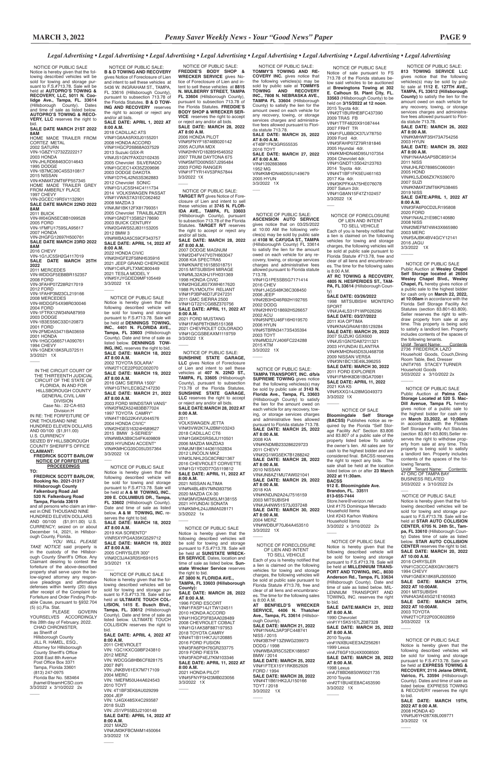*Legal Advertising • Legal Advertising • Legal Advertising • Legal Advertising • Legal Advertising • Legal Advertising • Legal Advertising*

NOTICE OF PUBLIC SALE
Notice is hereby given that the following described vehicles will be sold for towing and storage pursuant to F.S.#713.78. Sale will be held at **AUTOPRO'S TOWING & RECOVERY, LLC, 5011 N. Coolidge Ave., Tampa, FL. 33614** (Hillsborough County). Dates and time of sale as listed below. **AUTOPRO'S TOWING & RECOVERY, LLC** reserves the right to bid.
**SALE DATE MARCH 21ST 2022 8AM**
HOME MADE TRAILER FROM CORTEZ METAL
2002 SATURN
VIN-1G8ZY12732Z222217
2003 HONDA
VIN-JHLRD68463C014643
1995 DODGE
VIN-1B7MC36C4SS310817
2015 NISSAN
VIN-KNMAT2MT6FP557345
HOME MADE TRAILER GREY FROM AMBERLY PLACE
1997 CHEVY
VIN-2GCEC19R5V1132901
**SALE DATE MARCH 22ND 2022 8AM**
2011 BUICK
VIN-W04GN5EC8B1099528
2005 FORD
VIN-1FMFU17595LA95617
2007 HONDA
VIN-2HGFG12697H500761
**SALE DATE MARCH 23RD 2022 8AM**
2016 CHEVY
VIN-1G1JC5SH2G4117019
**SALE DATE MARCH 25TH 2022**
2011 MERCEDES
VIN-WDDGF5EB8BR152357
2008 FORD
VIN-3FAHP07Z28R217019
2012 FORD
VIN-1FAHP3M23CL219166
2008 MERCEDES
VIN-WDDGF54X98R030046
2004 FORD
VIN-1FTRX12W34NA87959
2003 DODGE
VIN-1B3ES56C33D120873
2001 FORD
VIN-2FMDA53471BA03659
2001 HONDA
VIN-1HGCG66571A090761
1994 CHEVY
VIN-1GNEK18K5RJ372511
3/3/2021 1X

IN THE CIRCUIT COURT OF THE THIRTEENTH JUDICIAL CIRCUIT OF THE STATE OF FLORIDA, IN AND FOR HILLSBOROUGH COUNTY GENERAL CIVIL LAW DIVISION
Case No.: 22-CA-653
Division:H
IN RE: THE FORFEITURE OF ONE THOUSAND NINE HUNDRED ELEVEN DOLLARS AND 00/100 ($1,911.00) U.S. CURRENCY SEIZED BY HILLSBOROUGH COUNTY SHERIFF'S OFFICE
**CLAIMANT:**
**FREDRICK SCOTT BARLOW**
**NOTICE OF FORFEITURE PROCEEDINGS**
**TO:**
**FREDRICK SCOTT BARLOW, Booking No. 2021-31317 Hillsborough County Falkenburg Road Jail 520 N. Falkenburg Road Tampa, Florida 33619**
and all persons who claim an interest in:ONE THOUSAND NINE HUNDRED ELEVEN DOLLARS AND 00/100 ($1,911.00) U.S. CURRENCY; seized on or about December 14, 2021, in Hillsborough County, Florida.
*YOU WILL PLEASE TAKE NOTICE* said property is in the custody of the Hillsborough County Sheriff's Office. Any Claimant desiring to contest the forfeiture of the above-described property shall serve upon the below-signed attorney any responsive pleadings and affirmative defenses within twenty (20) days after receipt of the Complaint for Forfeiture and Order Finding Probable Cause, pursuant to §932.704 (5) (c),Fla. Stat.
PLEASE GOVERN YOURSELVES ACCORDINGLY this 28th day of February, 2022.
CHAD CHRONISTER, as Sheriff of Hillsborough County
JILL R. HAMEL, ESQ., Attorney for Hillsborough County Sheriff's Office
2008 East 8th Avenue
Post Office Box 3371
Tampa, Florida 33601
(813) 247-0975
Florida Bar No. 583464
jhamel@teamHCSO.com
3/3/2022 x 3/10/2022 2x

NOTICE OF PUBLIC SALE:
**B & D TOWING AND RECOVERY** gives Notice of Foreclosure of Lien and intent to sell these vehicles at 5436 W. INGRAHAM ST., TAMPA, FL 33616 (Hillsborough County), pursuant to subsection 713.78 of the Florida Statutes. **B & D TOWING AND RECOVERY** reserves the right to accept or reject any and/or all bids.
**SALE DATE: APRIL 1, 2022 AT 8:00 A.M.**
2018 CADILLAC ATS
VIN#1G6AA5RX0J0155201
2008 HONDA ACCORD
VIN#1HGCP26868A037529
2013 Suzuki GSX-R
VIN#JS1GN7FAXD2102435
2005 Chevrolet SILVERADO
VIN#1GCEC14X35Z209696
2003 DODGE DAKOTA
VIN#1D7HL42N53S362883
2012 Chevrolet SONIC
VIN#1G1JC5SH4C4111734
2014 VOLKSWAGEN PASSAT
VIN#1VWAS7A31EC062462
2008 MAZDA 3
VIN#JM1BK12FX81799351
2005 Chevrolet TRAILBLAZER
VIN#1GNDT13S852178690
2003 BUICK CENTURY
VIN#2G4WS52J831153205
2012 BMW 3
VIN#WBA3A5C59CF343757
**SALE DATE: APRIL 14, 2022 AT 8:00 A.M.**
2022 HONDA CIVIC
VIN#2HGFE2F58NH535916
2021 JEEP GRAND CHEROKEE
VIN#1C4RJFLTXMC800449
2021 TESLA MODEL Y
VIN#5YJYGDED9MF105449
3/3/2022 1X

NOTICE OF PUBLIC SALE
Notice is hereby given that the following described vehicle will be sold for towing and storage pursuant to F.S.#713.78. Sale will be held at **DENNINGS TOWING, INC., 4401 N. FLORIDA AVE., Tampa, FL 33603** (Hillsborough County). Date and time of sale as listed below. **DENNINGS TOWING, INC.** reserves the right to bid.
**SALE DATE: MARCH 18, 2022 AT 8:00 A.M.**
2002 TOYOTA SOLARA*
VIN#2T1CE22P02C002070
**SALE DATE: MARCH 19, 2022 AT 8:00 A.M.**
2016 GMC SIERRA 1500*
VIN#1GTN1LEC8GZ147230
**SALE DATE: MARCH 21, 2022 AT 8:00 A.M.**
2003 FORD WINDSTAR VANS*
VIN#2FMZA52483BB77024
1997 TOYOTA CAMRY*
VIN#4T1BG22K4VU044576
2004 HONDA CIVIC*
VIN#2HGES16324H589627
2015 BMW 3-SERIES*
VIN#WBA3B9C54FK409809
2005 HYUNDAI ACCENT*
VIN#KMHCG35C05U357364
3/3/2022 1X

NOTICE OF PUBLIC SALE
Notice is hereby given that the following described vehicle will be sold for towing and storage pursuant to F.S.#713.78. Sale will be held at **A & M TOWING, INC., 209 E. COLUMBUS DR., Tampa, FL 33602** (Hillsborough County). Date and time of sale as listed below. **A & M TOWING, INC.** reserves the right to bid.
**SALE DATE: MARCH 18, 2022 AT 8:00 A.M.**
2019 KIA SORENTO*
VIN#5XYPG4A35KG529712
**SALE DATE: MARCH 19, 2022 AT 8:00 A.M.**
2005 CHRYSLER 300*
VIN#2C3JA43R35H591015
3/3/2021 1X

NOTICE OF PUBLIC SALE
Notice is hereby given that the following described vehicles will be sold for towing and storage pursuant to F.S.#713.78. Sale will be held at **ULTIMATE TOUCH COLLISION, 1415 E. Busch Blvd., Tampa, FL. 33612** (Hillsborough County). Date and time of sale as listed below. ULTIMATE TOUCH COLLISION reserves the right to bid.
**SALE DATE: APRIL 4, 2022 AT 8:00 A.M.**
2011 CHEVROLET
VIN: 1GC1KXCG9BF243810
2012 MERZ
VIN: WDCGG8HB6CF828175
2007 INFI
VIN: JNKBV61EX7M717109
2004 MERC
VIN: 1MEFM50U44A624543
2010 TOYT
VIN: 4T1BF3EK8AU029299
2004 JEP
VIN: 1J4GX48SX4C293587
2018 SUZI
VIN: JS1VP55B3J2100148
**SALE DATE: APRIL 14, 2022 AT 8:00 A.M.**
2021 MAZD
VIN#JM3KFBCM4M1450064
3/3/2022 1X

NOTICE OF PUBLIC SALE:
**FREDDIE'S BODY SHOP & WRECKER SERVICE** gives Notice of Foreclosure of Lien and intent to sell these vehicles at **8815 N. MULBERRY STREET, TAMPA FL 33604** (Hillsborough County), pursuant to subsection 713.78 of the Florida Statutes. **FREDDIE'S BODY SHOP & WRECKER SERVICE** reserves the right to accept or reject any and/or all bids.
**SALE DATE: MARCH 28, 2022 AT 8:00 A.M.**
2006 HONDA PILOT
VIN#5FNYF18746B020142
2005 ACURA MDX
VIN#2HNYD18285H546352
2007 TRUM DAYTONA 675
VIN#SMTD00NS57J295484
2003 FORD RANGER
VIN#1FTYR14V53PA57844
3/3/2022 1X

NOTICE OF PUBLIC SALE:
**TARGET R/T** gives Notice of Foreclosure of Lien and intent to sell these vehicles at **3745 N. FLORIDA AVE., TAMPA, FL 33603** (Hillsborough County), pursuant to subsection 713.78 of the Florida Statutes. **TARGET R/T** reserves the right to accept or reject any and/or all bids.
**SALE DATE: MARCH 28, 2022 AT 8:00 A.M.**
2007 DODGE MAGNUM
VIN#2D4FV47V07H663047
2008 KIA SPECTRA5
VIN#KNAFE161585018751
2015 MITSUBISHI MIRAGE
VIN#ML32A3HJ1FH031369
1998 HONDA CIVIC
VIN#2HGEJ657XWH617620
1988 PLYMOUTH RELIANT
VIN#1P3BP46D7JF247231
2011 GMC SIERRA 2500
VIN#1GT221CG6BZ370756
**SALE DATE: APRIL 11, 2022 AT 8:00 A.M.**
2021 FORD MUSTANG
VIN#1FA6P8TH3M5151368
2021 CHEVROLET COLORADO
VIN#1GCGSBEAXM1119759
3/3/2022 1X

NOTICE OF PUBLIC SALE:
**SUNSHINE STATE GARAGE, LLC** gives Notice of Foreclosure of Lien and intent to sell these vehicles at **407 N. 22ND ST., TAMPA, FL 33605** (Hillsborough County), pursuant to subsection 713.78 of the Florida Statutes. **SUNSHINE STATE GARAGE, LLC** reserves the right to accept or reject any and/or all bids.
**SALE DATE:MARCH 28, 2022 AT 8:00 A.M.**
2011
VOLKSWAGEN JETTA
VIN#3VW2K7AJ2BM103243
2018 CADILLAC CT6
VIN#1G6KD5RS6JU110501
2006 MAZDA MAZDA3
VIN#JM1BK144361502834
2012 LINCOLN MKZ
VIN#3LNHL2GC8CR821367
2016 CHEVROLET CORVETTE
VIN#1G1YD2D77G5119812
**SALE DATE: APRIL 11, 2022 AT 8:00 A.M.**
2021 NISSAN ALTIMA
VIN#N4BL4BV7MN383756
2020 MAZDA CX-30
VIN#3MVDMAEM5LM138155
2021 HYUNDAI SONATA
VIN#KMHL24JJ9MA028171
3/3/2022 1x

NOTICE OF PUBLIC SALE
Notice is hereby given that the following described vehicles will be sold for towing and storage pursuant to F.S.#713.78. Sale will be held at **SUNSTATE WRECKER SERVICE**. Dates, location and time of sale as listed below. **Sunstate Wrecker Service** reserves the right to bid.
**AT 3800 N. FLORIDA AVE., TAMPA, FL 33603 (Hillsborough County):**
**SALE DATE: MARCH 28, 2022 AT 8:00 A.M.**
1996 FORD ESCORT
VIN#1FASP14J1TW124511
2010 HONDA ACCORD
VIN#1HGCP3F83AA028489
2008 CHEVROLET COBALT
VIN#1G1AK58F887197953
2018 TOYOTA CAMRY
VIN#4T1B11HK7JU120885
2016 FORD FUSION
VIN#3FA6P0H76GR233775
2019 FORD FIESTA
VIN#3FADP4EJ7KM103346
**SALE DATE: APRIL 11, 2022 AT 8:00 A.M.**
2021 HONDA PILOT
VIN#5FNYF5H23MB023056
3/3/2022 1X

NOTICE OF PUBLIC SALE:
**TOMMY'S TOWING AND RECOVERY INC.** gives notice that the following vehicles(s) may be sold by public sale at **TOMMYS TOWING AND RECOVERY INC., 7808 N. NEBRASKA AVE., TAMPA FL 33604** (Hillsborough County) to satisfy the lien for the amount owed on each vehicle for any recovery, towing, or storage services charges and administrative fees allowed pursuant to Florida statute 713.78.
**SALE DATE: MARCH 25, 2022 AT 8:00 A.M.**
4T4BF1FK3GR555535
2016 TOYT
**SALE DATE: MARCH 27, 2022 AT 8:00 A.M.**
VIN#1392883866
1952 MG
VIN#KMHDN46D55U149679
2005 HYUN
3/3/2022 1X

NOTICE OF PUBLIC SALE:
**ASCENSION AUTO SERVICE** gives notice that on 03/25/2022 at 10:00 AM the following vehicles(s) may be sold by public sale at **4108 W. CAYUGA ST., TAMPA** (Hillsborough County) FL 33614 to satisfy the lien for the amount owed on each vehicle for any recovery, towing, or storage services charges and administrative fees allowed pursuant to Florida statute 713.78.
VIN#1G1PE5SB5G7171414
2016 CHEV
VIN#1J4GS48K36C308450
2006 JEEP
VIN#2B3HD46R92H192765
2002 DODG
VIN#2HNYD18692H526657
2002 ACU
VIN#5NPEU46F16H019570
2006 HYUN
VIN#5TBRN34173S435394
2003 TOYT
VIN#MD2JYJ406FC224288
2015 KTM
3/3/2022 1X

NOTICE OF PUBLIC SALE:
**TAMPA TRANSPORT, INC. d/b/a SUPREME TOWING** gives notice that the following vehicle(s) may be sold by public sale at **3143 N. Florida Ave., Tampa, FL 33603** (Hillsborough County) to satisfy the lien for the amount owed on each vehicle for any recovery, towing, or storage services charges and administrative fees allowed pursuant to Florida statute 713.78.
**SALE DATE: MARCH 25, 2022 AT 8:00 A.M.**
2008 KIA
VIN#KNDMB233286229723
2011 CHEVY
VIN#2G1WG5EK7B1288242
**SALE DATE: MARCH 28, 2022 AT 8:00 A.M.**
2010 NISSAN
VIN#JN8AZ1MU7AW021041
**SALE DATE: MARCH 29, 2022 AT 8:00 A.M.**
2018 KIA
VIN#KNDJN2A24J7516159
2003 MITSUBISHI
VIN#JA4NW51S73J037248
**SALE DATE: MARCH 30, 2022 AT 8:00 A.M.**
2004 MERZ
VIN#WDBUF70J64A453510
3/3/2022 1X

NOTICE OF FORECLOSURE OF LIEN AND INTENT TO SELL VEHICLE
Each of you is hereby notified that a lien is claimed on the following vehicles for towing and storage charges, the following vehicles will be sold at public sale pursuant to Florida Statute #713.78, free and clear of all liens and encumbrances. The time for the following sales is 8:00 A.M.
**AT BENFIELD'S WRECKER SERVICE, 4406 N. Thatcher Ave., Tampa, FL 33614** (Hillsborough County).
**SALE DATE: MARCH 21, 2022**
VIN#1N4AL3AP3FC448741
NISS / 2015
VIN#3B7HF13Z9WG239973
DODG / 1998
VIN#WBA3R5C52EK188567
BMW / 2014
**SALE DATE: MARCH 25, 2022**
VIN#1FTEX15Y1RKB52926
FORD / 1994
**SALE DATE: MARCH 28, 2022**
VIN#4T1B61HK2JU150166
TOYT / 2018
3/3/2022 1X

NOTICE OF PUBLIC SALE
Notice of sale pursuant to FS 713.78 of the Florida statues below said vehicles to be auctioned at **Brewingtons Towing at 302 E. Calhoun St. Plant City, FL. 33563** (Hillsborough County) to be held on **3/15/2022 at 12 noon**.
2015 Toyota 4dr.
VIN#2T1BURHE8FC437390
2009 TRAS FB
VIN#1TTF4820X91087444
2007 FRHT TR
VIN#1FUJBBCK37LV78750
2009 Ford 4dr.
VIN#3FAHP07Z79R181846
2005 Hyundai 4dr.
VIN#KMHDN46D95U107354
2004 Chevrolet 4dr.
VIN#1GNDT13S042123763
2014 Toyota 4dr.
VIN#4T1BF1FK5EU461163
2017 Kia 4dr.
VIN#3KPFK4A75HE076078
2007 Saturn 2dr.
VIN#1G8AN15F47Z102457
3/3/2022 1X

NOTICE OF FORECLOSURE OF LIEN AND INTENT TO SELL VEHICLE
Each of you is hereby notified that a lien is claimed on the following vehicles for towing and storage charges, the following vehicles will be sold at public sale pursuant to Florida Statute #713.78, free and clear of all liens and encumbrances. The time for the following sales is 8:00 A.M.
**AT RC TOWING & RECOVERY, 4805 N. HESPERIDES ST., TAMPA, FL 33614** (Hillsborough County)
**SALE DATE: 03/26/2022**
1998 MITSUBISHI MONTERO SPORT
VIN#JA4LS31P1WP026296
**SALE DATE: 03/27/2022**
2011 KIA OPTIMA
VIN#KNAGR4A61B5129284
**SALE DATE: MARCH 29, 2022**
2007 SUZUKI GSX600
VIN#JS1GN7DA87211321
2003 HYUNDAI ELANTRA
VIN#KMHDN45D53U468708
2009 NISSAN VERSA
VIN#3N1BC13E49L396255
**SALE DATE: MARCH 30, 2022**
2011 FORD EXPLORER
VIN#1FMHK8D81BGA70981
**SALE DATE: APRIL 11, 2022**
2021 KIA K5
VIN#5XXG14J28MG049373
3/3/2022 1X

NOTICE OF SALE
**Bloomingdale Self Storage (BACSS)** Publishes notice as required by the Florida "Self Storage Facility Act" Section 83.806 and 83.807 of a public sale of the property listed below To satisfy the owner's lien. All sales are for cash to the highest bidder and are considered final. BACSS reserves the right to reject any bids. The sale shall be held at the location listed below on or after **23 March 2022 at 11:30am.**
**BACSS**
**912 E. Bloomingdale Ave. Brandon, FL. 33511**
**813-655-7444**
Store.here@verizon.net
Unit #175 Dominique Mercado
Household Items
Unit #243 Karhon Watkins
Household Items
3/3/2022 x 3/10/2022 2x

NOTICE OF PUBLIC SALE
Notice is hereby given that the following described vehicle will be sold for towing and storage pursuant to F.S.#713.78. Sale will be held at **MILLENNIUM TRANSPORT AND TOWING, INC., 8030 Anderson Rd., Tampa, FL 33634** (Hillsborough County). Date and time of sale as listed below. MILLENNIUM TRANSPORT AND TOWING, INC. reserves the right to bid.
**SALE DATE:MARCH 21, 2022 AT 8:00 A.M.**
1990 Chevrolet
vin#1Y1SK5167LZ087328
**SALE DATE: MARCH 25, 2022 AT 8:00 A.M.**
2010 Toyota
vin#1NXBU4EE3AZ256261
1999 Lexus
vin#JT6GF10U4X0008500
**SALE DATE: MARCH 28, 2022 AT 8:00 A.M.**
1998 Lexus
vin#JT8BD68S0W0021735
2010 Toyota
vin#2T1BU4EE8AC453590
3/3/2022 1X

NOTICE OF PUBLIC SALE:
**813 TOWING SERVICE LLC** gives notice that the following vehicle(s)(s) may be sold by public sale at **1112 E. 127TH AVE., TAMPA, FL 33612 (Hillsborough County)** to satisfy the lien for the amount owed on each vehicle for any recovery, towing, or storage services charges and administrative fees allowed pursuant to Florida statute 713.78.
**SALE DATE: MARCH 26, 2022 AT 8:00 A.M.**
VIN#KMHWF35H73A754256
2003 HYUN
**SALE DATE: MARCH 29, 2022 AT 8:00 A.M.**
VIN#1N4AA5AP5BC859134
2011 NISS
VIN#JHLRD78985C060091
2005 HOND
VIN#KL5JD66ZX7K539070
2007 SUZI
VIN#KNMAT2MT6KP538465
2019 NISS
**SALE DATE:APRIL 1, 2022 AT 8:00 A.M.**
VIN#3FA6P0CD2LR195808
2020 FORD
VIN#1N4AL21E98C140680
2008 NISS
VIN#2MEFM74W43X665980
2003 MERC
VIN#SAJBK4BV4GCY12141
2016 JAGU
3/3/2022 1X

NOTICE OF PUBLIC SALE
Public Auction at **Wesley Chapel Self Storage located at 26504 Wesley Chapel Blvd., Wesley Chapel, FL** hereby gives notice of a public sale to the highest bidder for cash only on **March 22, 2022, at 10:00am** in accordance with the Florida Self Storage Facility Act Statutes (section 83.801-83.809). Seller reserves the right to withdraw property from sale at any time. This property is being sold to satisfy a landlord lien. Property includes contents of the spaces of the following tenants.
Unit# Tenant Name: Contents
2736 FREDERICK LAZO
Household Goods, Couch,Dining Room Table, Bed, Dresser
UNIT#765 STACEY TURNER
Household Goods
3/03/2022 x 3/10/2022 2x

NOTICE OF PUBLIC SALE
Public Auction at **Palma Ceia Storage Located at 520 S. MacDill Avenue, Tampa FL** hereby gives notice of a public sale to the highest bidder for cash only on **March 23,2022, at 10;00am** in accordance with the Florida Self Storage Facility Act Statutes (section 83.801-83.809).Seller reserves the right to withdraw property from sale at any time. This property is being sold to satisfy a landlord lien. Property includes contents of the spaces of the following Tenants.
Unit# Tenant Name: Contents:
47 ORC OF TAMPA BAY
BUSINESS RELATED
3/03/2022 x 3/10/2022 2x

NOTICE OF PUBLIC SALE
Notice is hereby given that the following described vehicles will be sold for towing and storage pursuant to F.S.#713.78. Sale will be held at **STAR AUTO COLLISION CENTER, 6705 N. 24th St., Tampa, FL 33610** (Hillsborough County) Dates time of sale as listed below. **STAR AUTO COLLISION CENTER** reserves the right to bid.
**SALE DATE: MARCH 20, 2022 AT 10:00 A.M.**
2016 CHRYSLER
VIN#1C3CCCABXGN136675
1994 CHEVY
VIN#1GNEK18K6RJ305500
**SALE DATE: MARCH 27TH, 2022 AT 10:00AM.**
2001 MITSUBISHI
VIN#4A3AE45G21E160563
**SALE DATE: MARCH 28TH, 2022 AT 10:00AM.**
2003 TOYOTA
VIN#1FT1CF22P03C602859
3/03/2022 1X

NOTICE OF PUBLIC SALE
Notice is hereby given that the following described vehicles will be sold for towing and storage pursuant to F.S.#713.78. Sale will be held at **EXPRESS TOWING & RECOVERY, 2116 Jelane DRIVE, Valrico, FL 33594** (Hillsborough County). Dates and time of sale as listed below. EXPRESS TOWING & RECOVERY reserves the right to bid.
**SALE DATE: MARCH 19TH, 2022 AT 8:00 A.M.**
2008 HONDA 4D
VIN#5J6YH287X8L009771
3/3/2022 1X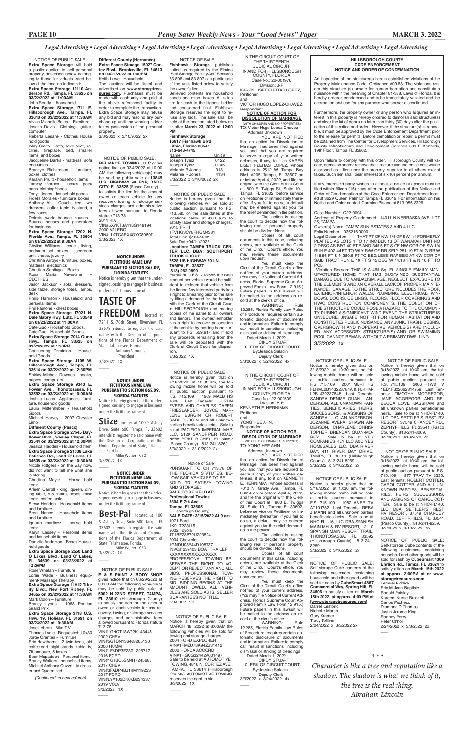*Legal Advertising • Legal Advertising • Legal Advertising • Legal Advertising • Legal Advertising • Legal Advertising • Legal Advertising • Legal Advertising*

NOTICE OF PUBLIC SALE

**Extra Space Storage** will hold a public auction to sell personal property described below belonging to those individuals listed below at the location indicated:

**Extra Space Storage 10110 Anderson Rd., Tampa, FL 33625 on 03/22/2022 at 11:00AM**

John Reedy – Household

**Extra Space Storage 1711 E. Hillsborough Ave., Tampa, FL 33610 on 03/22/2022 at 11:30AM**

Vivian Michelle Boles – Furniture

Joseph Davis - Clothing , guitar, computer

Reberta Lesane - Clothes House hold goods

Islay Smith - sofa, love seat, recliner, fireplace, bed, smaller items, and boxes

Jacqueline Banks - mattress, sofa end tables.

Brandye Richardson - furniture, boxes, clothes

Karawn Pruitt - household items

Tammy Gordon - boxes, pots/pans, clothing/shoes

Tonya Jones - household goods

Fidelis Morales - furniture, boxes

Anthony Alt - Couch, bed, two dressers, coffee table, tv stand, a few boxes.

Dolonis world bounce houses - Bounce houses and generators for business

**Extra Space Storage 7202 N. Florida Ave., Tampa, FL 33604 on 03/22/2022 at 9:30AM**

Chylina Williams - couch, living, bedroom set, boxes 1 bedroom unit, shoes, jewelry

Christina Arroyo - furniture, boxes, mattress, electronics

Christian Santiago – Boxes

Rosa Maria Newsome – CLOTHES

Jason Jackson - sofa, dressers, side table, storage totes, lamps, desk

Philip Harrison - Household and personal items

Phil Rainone - chest boxes

**Extra Space Storage 17921 N. Dale Mabry Hwy. Lutz, FL 33548 on 03/23/2022 at 11:00AM**

Cate Guo - Household Goods.

Cate Guo - Household Goods

**Extra Space Storage 7014 Gunn Hwy., Tampa, FL 33625 on 03/23/2022 at 1:30PM**

Conquering Dominion - Household Goods

**Extra Space Storage 4105 W. Hillsborough Ave., Tampa, FL 33614 on 03/22/2022 at 12:30PM**

Shirley Michele Downes - books, papers, computers

**Extra Space Storage 9343 E. Fowler Ave., Thonotosassa, FL 33592 on 03/23/2022 at 10:00AM**

Joshua Lucas - Appliances, furniture, household goods

Laura Mittenhuber - Household Goods

Michael Harvey - 2007 Chrysler Limo

**Different County (Pasco)**

**Extra Space Storage 27545 Dayflower Blvd., Wesley Chapel, FL 33544 on 03/23/2022 at 12:30PM**

Jessica Hadden - Household Item

**Extra Space Storage 21338 Lake Patience Rd., Land O' Lakes, FL 34638 on 03/23/2022 at 10:30AM**

Nicole Rittgers - on the way now, did not want to tell me what she is storing

Christina Moyer - House hold items

Arleen Carroll - king, queen, dining table, 5-8 chairs, boxes, misc items, coffee table

Steve Hendon - Household items and furniture

Brent Nance - Household items and furniture

Ignacio martinez - house hold items

Karyn Lassey - Personal items and household items

Danielle Anderson - Boxes Household goods

**Extra Space Storage 2550 Land O Lakes Blvd., Land O' Lakes, FL 34639 on 03/23/2022 at 12:30PM**

Rose Whelan – Furniture

Loran Wade - Business equipment- Massage Therapy

**Extra Space Storage 11615 Trinity Blvd., New Port Richey, FL 34655 on 03/23/2022 at 11:30AM**

Mark Colon – Furniture

Brandy Lyons - 1968 Pontiac Grand Prix

**Extra Space Storage 3118 U.S. Hwy. 19, Holiday, FL 34691 on 03/23/2022 at 10:30AM**

Jose Lebron - Bike T.V

Thomas Lydic - Requested: 10x30 Jorge Orantes – Furniture

Eric Hawthorne - 2 twin beds, old coffee cart. night stands , table, tv, 7ft ormoure, 5 boxes

Sean Mcpadden - Personal items.

Brandy Walters - household items

Michael Anthony Cuzzo - tv dresser and Queen bed

*(Continued on next column)*

**Different County (Hernando)**

**Extra Space Storage 15027 Cortez Blvd., Brooksville, FL 34613 on 03/22/2022 at 1:00PM**

Keith Lowe - Household

The auction will be listed and advertised on **www.storagetreasures.com**. Purchases must be made with cash only and paid at the above referenced facility in order to complete the transaction. Extra Space Storage may refuse any bid and may rescind any purchase up until the winning bidder takes possession of the personal property.

3/3/2022 x 3/10/2022 2x

———

NOTICE OF PUBLIC SALE: **RELIANCE TOWING, LLC** gives notice that on 03/04/2022 at 10:00 AM the following vehicles(s) may be sold by public sale at **13849 U.S. HIGHWAY 98 BYP, DADE CITY, FL 33525** (Pasco County) to satisfy the lien for the amount owed on each vehicle for any recovery, towing, or storage services charges and administrative fees allowed pursuant to Florida statute 713.78.

2011 KIA

VIN#5XYKT3A11BG148194

2000 VALERO

VIN#LL0TCAPXXGYC80897

3/3/2022 1X

———

**NOTICE UNDER FICTITIOUS NAME LAW PURSUANT TO SECTION 865.09, FLORIDA STATUTES**

Notice is hereby given that the undersigned, desiring to engage in business under the fictitious name of

**TASTE OF FREEDOM** located at 7211 S. 78th Street, Riverview, FL 33578 intends to register the said name with the Division of Corporations of the Florida Department of State, Tallahassee, Florida.

Anthony Samuels
President

3/3/2022 1X

———

**NOTICE UNDER FICTITIOUS NAME LAW PURSUANT TO SECTION 865.09, FLORIDA STATUTES**

Notice is hereby given that the undersigned, desiring to engage in business under the fictitious name of

**Stize** located at 100 S. Ashley Drive, Suite 600, Tampa, FL 33602 intends to register the said name with the Division of Corporations of the Florida Department of State, Tallahassee, Florida.

Mike Wetzer - CEO

3/3/2022 1X

———

**NOTICE UNDER FICTITIOUS NAME LAW PURSUANT TO SECTION 865.09, FLORIDA STATUTES**

Notice is hereby given that the undersigned, desiring to engage in business under the fictitious name of

**Best-Pal** located at 100 S. Ashley Drive, Suite 600, Tampa, FL 33602 intends to register the said name with the Division of Corporations of the Florida Department of State, Tallahassee, Florida.

Mike Wetzer - CEO

3/3/2022 1X

———

NOTICE OF PUBLIC SALE: **E & S PAINT & BODY SHOP** gives notice that on 03/29/2022 at 09:00 AM the following vehicles(s) may be sold by public sale at **5002 N 22ND STREET, TAMPA, FL 33610** (Hillsborough County) to satisfy the lien for the amount owed on each vehicle for any recovery, towing, or storage services charges and administrative fees allowed pursuant to Florida statute 713.78.

VIN#1GNCT18W32K143445
2002 CHEV
VIN#5GTDN136468265130
2006 HUMM
VIN#1FADP3F23GL226717
2016 FORD
VIN#1G1BC5SM4H7245683
2017 CHEV
VIN#3FADP4BJ1HM119233
2017 FORD
VIN#LYV102DK6KB234337
2019 VOLV

3/3/2022 1X

———

NOTICE OF SALE

**Fishhawk Storage** publishes notice as required by the Florida "Self Storage Facility Act" Sections 83.806 and 83.807 of a public sale of the units listed below to satisfy the owner's lien.

Believed contents are household goods and misc. boxes. All sales are for cash to the highest bidder and considered final. Fishhawk Storage reserves the right to refuse any bids. The sale shall be held at the location listed below on or after **March 23, 2022 at 12:00 PM**

**Fishhawk Storage**
**16617 Fishhawk Blvd**
**Lithia, Florida 33547**
**813-643-4745**

| Name | Unit # |
|---|---|
| Joseph Tylisz | 0122 |
| Joseph Tylisz | 0146 |
| Melanie R Jones | 0131 |
| Melanie R Jones | 4134 |

3/3/2022 x 3/10/2022 2x

———

NOTICE OF PUBLIC SALE

Notice is hereby given that the following vehicles will be sold at public auction pursuant to F.S. 713.585 on the sale dates at the locations below at 9:00 a.m. to satisfy labor and storage charges.

2015 FRHT
1FVHG3CY8FHGM4381
Total Lien: $10474.62
Sale Date:04/11/2022

**Location: TAMPA TRUCK CENTER LLC. DBA: SOUTHPORT TRUCK GROUP**
**7528 US HIGHWAY 301 N**
**TAMPA, FL 33637**
**(813) 262-0890**

Pursuant to F.S. 713.585 the cash amount per vehicle would be sufficient to redeem that vehicle from the lienor. Any interested party has a right to a hearing prior to the sale by filing a demand for the hearing with the Clerk of the Circuit Court in HILLSBOROUGH and mailing copies of the same to all owners and lienors. The owner/lienholder has a right to recover possession of the vehicle by posting bond pursuant to F.S. 559.917 and if sold any proceeds remaining from the sale will be deposited with the Clerk of Circuit Court for disposition.

3/3/2022 1X

———

NOTICE OF PUBLIC SALE

Notice is hereby given that on 3/18/2022 at 10:30 am, the following mobile home will be sold at public auction pursuant to F.S. 715.109 1969 MALB HS 1628. Last Tenants: JUSTIN EVERS AND CHARLES DAREN FRIESLANDER, JOYCE MARLENE BURGIN OR ROBERT CARL BURGIN and all unknown parties beneficiaries heirs. Sale to be at PACIFICA IMPERIAL MHP, LLC, 5129 SANDPIPER ROAD, NEW PORT RICHEY, FL 34652 (Pasco County). 813-241-8269.

3/3/2022 x 3/10/2022 2x

———

Notice of Sale

PURSUANT TO CH 713.78 OF THE FLORIDA STATUTES, BELOW SAID VEHICLES TO BE SOLD TO SATISFY TOWING AND STORAGE:

**SALE TO BE HELD AT:**
**Professional Towing**
**3304 E 7th Ave**
**Tampa, FL 33605**
(Hillsborough County)

**SALE DATE: 3/15/2022 At 9 am**.

1971 Ford
1K91T223115
2002 Toyota
4T1BF28B72U223524
2004 Chevrolet
1GNDU03E44D108737
INVC# 239403 BOAT TRAILER
XXXXXXXXXXXXXXXXX

PROFESSIONAL TOWING RESERVES THE RIGHT TO ACCEPT OR REJECT ANY AND ALL BIDS. PROFESSIONAL TOWING RESERVES THE RIGHT TO BID. BIDDING BEGINS AT THE AMOUNT OWED. ALL VEHICLES ARE SOLD AS IS. SELLER GUARANTEES NO TITLE.

3/3/2022 1X

———

NOTICE OF PUBLIC SALE

Notice is hereby given that on MARCH 18, 2022 at 8:00AM the following vehicles will be sold for towing and storage charges:

2004 FORD EXPLORER
VIN#1FMZU73K94ZB31412
2002 HONDA ACCORD
VIN#1HGCG32442A001497

Sale to be held at AUTOMOTIVE TOWING, 4816 N. CORTEZ AVE., TAMPA, FL 33614 (Hillsborough County). AUTOMOTIVE TOWING reserves the right to bid.

3/3/2022 1X

———

IN THE CIRCUIT COURT OF THE THIRTEENTH JUDICIAL CIRCUIT IN AND FOR HILLSBOROUGH COUNTY, FLORIDA

Case No.: 22-001976
Division: J-P

KAREN LISET FLEITAS LOPEZ,
Petitioner
and
VICTOR HUGO LOPEZ-CHAVEZ,
Respondent

**NOTICE OF ACTION FOR DISSOLUTION OF MARRIAGE**
(WITH CHILDREN AND NO PROPERTIES)

TO: Victor Hugo Lopez-Chavez
Address Unknown

YOU ARE NOTIFIED that an action for Dissolution of Marriage has been filed against you and that you are required to serve a copy of your written defenses, if any, to it on KAREN LISET FLEITAS LOPEZ, whose address is 2512 W. Tampa Bay Blvd. #205, Tampa, FL 33607 on or before April 4, 2022, and file the original with the Clerk of this Court at 800 E. Twiggs St., Suite 101, Tampa, FL 33602, before service on Petitioner or immediately thereafter. If you fail to do so, a default may be entered against you for the relief demanded in the petition.

The action is asking the court to decide how the following real or personal property should be divided: None.

Copies of all court documents in this case, including orders, are available at the Clerk of the Circuit Court's office. You may review these documents upon request.

You must keep the Clerk of the Circuit Court's office notified of your current address. (You may file Notice of Current Address, Florida Supreme Court Approved Family Law Form 12.915.) Future papers in this lawsuit will be mailed to the address on record at the clerk's office.

WARNING: Rule 12.285, Florida Family Law Rules of Procedure, requires certain automatic disclosure of documents and information. Failure to comply can result in sanctions, including dismissal or striking of pleadings.

Dated March 1, 2022.

CINDY STUART
CLERK OF CIRCUIT COURT
By:Jessica Saladin
Deputy Clerk

3/3/2022 x 3/24/2022 4x

———

IN THE CIRCUIT COURT OF THE THIRTEENTH JUDICIAL CIRCUIT IN AND FOR HILLSBOROUGH COUNTY, FLORIDA

Case No.: 22-002509
Division: B-P

KENNETH E. HERNIMAN,
Petitioner
and
YONG HEE AHN,
Respondent

**NOTICE OF ACTION FOR DISSOLUTION OF MARRIAGE**
(NO CHILD OR FINANCIAL SUPPORT)

TO: YONG HEE AHN
Address Unknown

YOU ARE NOTIFIED that an action for Dissolution of Marriage has been filed against you and that you are required to serve a copy of your written defenses, if any, to it on KENNETH E. HERNIMAN, whose address is 7010 N. Grady Ave., Tampa, FL 33614 on or before April 4, 2022, and file the original with the Clerk of this Court at 800 E. Twiggs St., Suite 101, Tampa, FL 33602, before service on Petitioner or immediately thereafter. If you fail to do so, a default may be entered against you for the relief demanded in the petition.

The action is asking the court to decide how the following real or personal property should be divided: None.

Copies of all court documents in this case, including orders, are available at the Clerk of the Circuit Court's office. You may review these documents upon request.

You must keep the Clerk of the Circuit Court's office notified of your current address. (You may file Notice of Current Address, Florida Supreme Court Approved Family Law Form 12.915.) Future papers in this lawsuit will be mailed to the address on record at the clerk's office.

WARNING: Rule 12.285, Florida Family Law Rules of Procedure, requires certain automatic disclosure of documents and information. Failure to comply can result in sanctions, including dismissal or striking of pleadings.

Dated March 1, 2022.

CINDY STUART
CLERK OF CIRCUIT COURT
By:Jessica Saladin
Deputy Clerk

3/3/2022 x 3/24/2022 4x

———

**HILLSBOROUGH COUNTY CODE ENFORCEMENT NOTICE AND ORDER OF CONDEMNATION**

An inspection of the structure(s) herein established violations of the Property Maintenance Code, Ordinance #09-63. The violations render this structure (s) unsafe for human habitation and constitute a nuisance within the meaning of Chapter 81-388, Laws of Florida. It is hereby ordered condemned and to be immediately vacated and the occupation and use for any purpose whatsoever discontinued.

Furthermore, the property owner or any person who acquires an interest in this property is hereby ordered to demolish said structure(s) and clear the lot of debris no later than thirty (30) days after the publication of this notice and order. However, if the structure(s) is reparable, it must be approved by the Code Enforcement Department prior to the release for permits. Before demolition or repair, a permit must be obtained from The Center for Development Services, Hillsborough County Infrastructure and Development Services 601 E Kennedy, 19th Floor, Tampa FL 33602.

Upon failure to comply with this order, Hillsborough County will vacate, demolish and/or remove the structure and the entire cost will be assessed as a lien upon the property, superior to all others except taxes. Such lien shall bear interest of six (6) percent per annum.

If any interested party wishes to appeal, a notice of appeal must be filed within fifteen (15) days after the publication of this Notice and Order of Condemnation at the Code Enforcement Department located at 3629 Queen Palm Dr Tampa FL 33619. For information on this Notice and Order contact Carmine Pisano at 813-955-3326.

Case Number: C22-0004

Address of Property Condemned: 14011 N NEBRASKA AVE, LOT 25, TAMPA

Owner(s) Name: TAMPA SUN ESTATES 3 AND 4 LLC

Folio Number: 035216.0000

Legal Description: THAT PT OF NW 1/4 OF SW 1/4 FORMERLY PLATTED AS LOTS 1 TO 17 INC BLK 13 OF WANAKAH UNIT NO 2 DESC AS BEG 40 FT E AND 345.5 FT S OF NW COR OF SW 1/4 RUN E 402.44 FT TO WLY R/W OF RR SELY 281.19 FT ALG RR W 418.56 FT & N 280.5 FT TO BEG LESS R/W BEG AT NW COR OF SAID TRACT RUN E 10 FT S 45 DEG W 14.13 FT & N 10 FT TO POB

Violation Reason: THIS IS A 465 Sq. Ft. SINGLE FAMILY MANUFACTURED HOME THAT HAS SUSTAINED SUBSTANTIAL DAMAGE DUE TO VANDALISM, AGE, NEGLECT, EXPOSURE TO THE ELEMENTS AND AN OVERALL LACK OF PROPER MAINTENANCE. DAMAGE TO THE STRUCTURE INCLUDES THE ROOF, EXTERIOR/INTERIOR WALLS, PLUMBING, ELECTRICAL, WINDOWS, DOORS, CEILINGS, FLOORS, FLOOR COVERINGS AND HVAC CONSTRUCTION COMPONENTS. THE CONDITION OF THE STRUCTURE COULD POSE A HAZARD TO THE COMMUNITY DURING A SIGNIFICANT WIND EVENT. THE STRUCTURE IS UNSECURE, UNSAFE, NOT FIT FOR HUMAN HABITATION AND CONSTITUTES PUBLIC NUISANCE. ANY JUNK, TRASH, DEBRIS, OVERGROWTH AND INOPERATIVE VEHICLE(S) ARE INCLUDED. ANY ACCESSORY STRUCTURE(S) AND OR SWIMMING POOL CANNOT REMAIN WITHOUT A PRIMARY DWELLING.

3/3/2022 1x

———

NOTICE OF PUBLIC SALE

Notice is hereby given that on 3/18/2022 at 10:30 am, the following mobile home will be sold at public auction pursuant to F.S. 715.109 2001 MERT HS FLHML2B143223784A & FLKHML2B143223784B. Last Tenants: SANDRA DENISE QUAN - ANDERSON, ALL UNKNOWN PARTIES, BENEFICIARIES, HEIRS, SUCCESSORS, & ASSIGNS OF SANDRA QUAN-ANDERSON. JOZANNE AVERA, SHAWN ANDERSON, CHARLENE CHRISTOPHER, BRENDAN QUAN-MOREY. Sale to be at YES COMPANIES KEY LLC AND YES HOMESALES LLC, DBA RIVER BAY, 411 RIVER BAY DRIVE, TAMPA, FL 33619 (Hillsborough County). 813-241-8269.

3/3/2022 x 3/10/2022 2x

———

NOTICE OF PUBLIC SALE

Notice is hereby given that on 3/18/2022 at 10:30 am, the following mobile home will be sold at public auction pursuant to F.S. 715.109 1982 AMER TV AT101782. Last Tenants: REBA J MANN and all unknown parties beneficiaries heirs. Sale to be at NHC-FL 116, LLC DBA SPANISH MAIN MH & RV RESORT, 12110 SPANISH MAIN RESORT TRAIL, THONOTOSASSA, FL 33592 (Hillsborough County). 813-241-8269.

3/3/2022 x 3/10/2022 2x

———

NOTICE OF PUBLIC SALE: Self-storage Cube contents of the following customers containing household and other goods will be sold for cash by **CubeSmart 4867 Commercial Way, Spring Hill, FL 34606** to satisfy a lien on **March 15th 2022, at approx. 4:00 PM at [www.storagetreasures.com]**

Darrell Lestoric
Nicholle Martin
Gary Kramer
Tracy Tolliver

2/24/2022 x 3/3/2022 2x

———

NOTICE OF PUBLIC SALE

Notice is hereby given that on 3/18/2022 at 10:30 am, the following mobile home will be sold at public auction pursuant to F.S. 715.109 2006 FTWD TV 1EB1F322662314959. Last Tenants: TIMOTHY MCGREGOR, JANE MCGREGOR AND REBECCA LOVE BASSHAM and all unknown parties beneficiaries heirs. Sale to be at NHC-FL140, LLC DBA SETTLER'S REST RV RESORT, 37549 CHANCEY RD., ZEPHYRHILLS, FL 33541 (Pasco County). 813-241-8269.

3/3/2022 x 3/10/2022 2x

———

NOTICE OF PUBLIC SALE

Notice is hereby given that on 3/18/2022 at 10:30 am, the following mobile home will be sold at public auction pursuant to F.S. 715.109 1977 TRAV TV S336. Last Tenants: ROBERT COTTER, CAROL COTTER, AND ALL UNKNOWN PARTIES, BENEFICIARIES, HEIRS, SUCCESSORS, AND ASSIGNS OF CAROL COTTER. Sale to be at NHC-FL140, LLC DBA SETTLER'S REST RV RESORT, 37549 CHANCEY ROAD, ZEPHRHILLS, FL 33541 (Pasco County). 813-241-8269.

3/3/2022 x 3/10/2022 2x

———

NOTICE OF PUBLIC SALE: Self-storage Cube contents of the following customers containing household and other goods will be sold for cash by **CubeSmart 4309 Ehrlich Rd., Tampa, FL 33624** to satisfy a lien on **March 15th 2022 at approx. 2:00PM at www.storagetreasures.com**.

Lemuel Riddick
Eric M Jean-Baptiste
Ronald Paisley
Kareem Nurse-Brockett
Carlos Pacheco
Diamond D Thomas
Justin Jerome King
Rodney Perry
Peter Chhor

2/24/2022 x 3/3/2022 2x

\* \* \*

*Character is like a tree and reputation like a shadow. The shadow is what we think of it; the tree is the real thing.*
*Abraham Lincoln*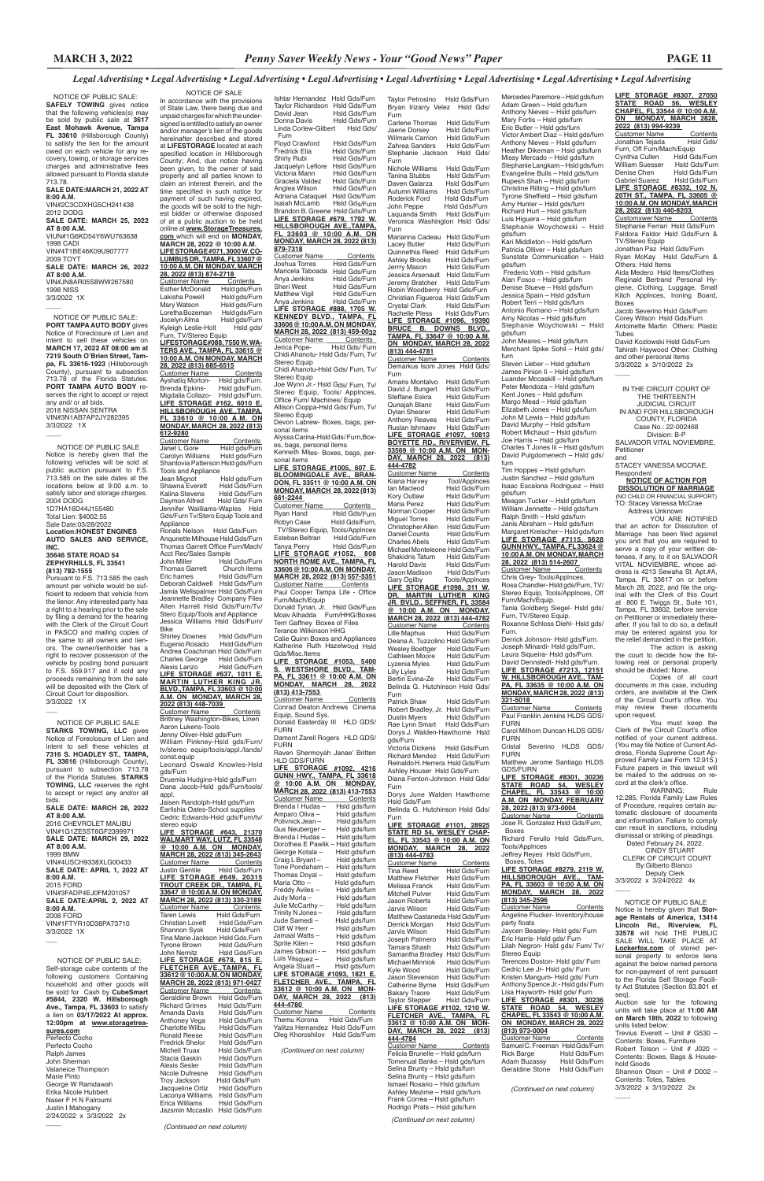*Legal Advertising • Legal Advertising • Legal Advertising • Legal Advertising • Legal Advertising • Legal Advertising • Legal Advertising • Legal Advertising*

NOTICE OF PUBLIC SALE:
**SAFELY TOWING** gives notice that the following vehicles(s) may be sold by public sale at **3617 East Mohawk Avenue, Tampa FL 33610** (Hillsborough County) to satisfy the lien for the amount owed on each vehicle for any recovery, towing, or storage services charges and administrative fees allowed pursuant to Florida statute 713.78.
**SALE DATE:MARCH 21, 2022 AT 8:00 A.M.**
VIN#2C3CDXHG5CH241438
2012 DODG
**SALE DATE: MARCH 25, 2022 AT 8:00 A.M.**
VIUN#1G6KD54Y6WU763638
1998 CADI
VIN#4T1BE46K09U907777
2009 TOYT
**SALE DATE: MARCH 26, 2022 AT 8:00 A.M.**
VIN#JN8AR05S8WW267580
1998 NISS
3/3/2022 1X

NOTICE OF PUBLIC SALE:
**PORT TAMPA AUTO BODY** gives Notice of Foreclosure of Lien and intent to sell these vehicles on **MARCH 17, 2022 AT 08:00 am at 7219 South O'Brien Street, Tampa, FL 33616-1923** (Hillsborough County), pursuant to subsection 713.78 of the Florida Statutes. **PORT TAMPA AUTO BODY** reserves the right to accept or reject any and/ or all bids.
2018 NISSAN SENTRA
VIN#3N1AB7AP2JY282395
3/3/2022 1X

NOTICE OF PUBLIC SALE
Notice is hereby given that the following vehicles will be sold at public auction pursuant to F.S. 713.585 on the sale dates at the locations below at 9:00 a.m. to satisfy labor and storage charges.
2004 DODG
1D7HA16D44J155480
Total Lien: $4002.55
Sale Date:03/28/2022
**Location:HONEST ENGINES AUTO SALES AND SERVICE, INC.**
**35646 STATE ROAD 54**
**ZEPHYRHILLS, FL 33541**
**(813) 782-1555**
Pursuant to F.S. 713.585 the cash amount per vehicle would be sufficient to redeem that vehicle from the lienor. Any interested party has a right to a hearing prior to the sale by filing a demand for the hearing with the Clerk of the Circuit Court in PASCO and mailing copies of the same to all owners and lienors. The owner/lienholder has a right to recover possession of the vehicle by posting bond pursuant to F.S. 559.917 and if sold any proceeds remaining from the sale will be deposited with the Clerk of Circuit Court for disposition.
3/3/2022 1X

NOTICE OF PUBLIC SALE
**STARKS TOWING, LLC** gives Notice of Foreclosure of Lien and intent to sell these vehicles at **7316 S. HOADLEY ST., TAMPA, FL 33616** (Hillsborough County), pursuant to subsection 713.78 of the Florida Statutes. **STARKS TOWING, LLC** reserves the right to accept or reject any and/or all bids.
**SALE DATE: MARCH 28, 2022 AT 8:00 A.M.**
2016 CHEVROLET MALIBU
VIN#1G1ZE5ST6GF2399771
**SALE DATE: MARCH 29, 2022 AT 8:00 A.M.**
1999 BMW
VIN#4USCH9338XLG00433
**SALE DATE: APRIL 1, 2022 AT 8:00 A.M.**
2015 FORD
VIN#3FADP4EJ0FM201057
**SALE DATE:APRIL 2, 2022 AT 8:00 A.M.**
2008 FORD
VIN#1FTYR10D38PA73710
3/3/2022 1X

NOTICE OF PUBLIC SALE:
Self-storage cube contents of the following customers Containing household and other goods will be sold for Cash by **CubeSmart #5844, 2320 W. Hillsborough Ave., Tampa, FL 33603** to satisfy a lien on **03/17/2022 At approx. 12:00pm at www.storagetreasures.com**
Perfecto Cocho
Perfecto Cocho
Ralph James
John Sherman
Valaneice Thompson
Marie Pinto
George W Ramdawah
Erika Nicole Hubbert
Naser F H N Falrouni
Justin I Mahogany
2/24/2022 x 3/3/2022 2x

NOTICE OF SALE
In accordance with the provisions of State Law, there being due and unpaid charges for which the undersigned is entitled to satisfy an owner and/or manager's lien of the goods hereinafter described and stored at **LIFESTORAGE** located at each specified location in Hillsborough County; And, due notice having been given, to the owner of said property and all parties known to claim an interest therein, and the time specified in such notice for payment of such having expired, the goods will be sold to the highest bidder or otherwise disposed of at a public auction to be held online at **www.StorageTreasures.com** which will end on **MONDAY, MARCH 28, 2022 @ 10:00 A.M.**

**LIFE STORAGE #071, 3000 W. COLUMBUS DR., TAMPA, FL 33607 @ 10:00 A.M. ON MONDAY, MARCH 28, 2022 (813) 874-2718**

| Customer Name | Contents |
|---|---|
| Esther McDonald | Hsld gds/Furn |
| Lakisha Powell | Hsld gds/Furn |
| Mary Watson | Hsld gds/Furn |
| Loretha Bozeman | Hsld gds/Furn |
| Jocelyn Alma | Hsld gds/Furn |
| Kyleigh Leslie-Holt | Hsld gds/ Furn, TV/Stereo Equip |

**LIFESTORAGE#088, 7550 W. WATERS AVE., TAMPA, FL 33615 @ 10:00 A.M. ON MONDAY, MARCH 28, 2022 (813) 885-6515**

| Customer Name | Contents |
|---|---|
| Ayshatiq Morton- | Hsld gds/Furn. |
| Brenda Epkins- | Hsld gds/Furn. |
| Migdalia Collazo- | Hsld gds/Furn. |

**LIFE STORAGE #162, 6010 E. HILLSBOROUGH AVE., TAMPA, FL 33610 @ 10:00 A.M. ON MONDAY, MARCH 28, 2022 (813) 612-9280**

| Customer Name | Contents |
|---|---|
| Janet L Gore | Hsld gds/Furn |
| Carolyn Williams | Hsld gds/Furn |
| Shantoiva Patterson Hsld gds/Furn Tools and Appliance | |
| Jean Mingot | Hsld gds/Furn |
| Shawna Everett | Hsld Gds/Furn |
| Kalina Stevens | Hsld Gds/Furn |
| Daymon Alfred | Hsld Gds/ Furn |
| Jennifer Walliams-Waples Hsld Gds/Furn TV/Stero Equip Tools and Appliance | |
| Ronals Nelson Hsld Gds/Furn | |
| Anquenette Milhouse Hsld Gds/Furn | |
| Thomas Garrett Office Furn/Mach/ Acct Rec/Sales Sample | |
| John Miller | Hsld Gds/Furn |
| Thomas Garrett | Church items |
| Eric hames | Hsld Gds/Furn |
| Deborah Caldwell | Hsld Gds/Furn |
| Jamia Wellspalmer Hsld Gds/Furn | |
| Jeannette Bradley Company Files | |
| Allen Harrell Hsld Gds/Furn/Tv/ Stero Equip/Tools and Appliance | |
| Jessica Williams Hsld Gds/Furn/ Bike | |
| Shirley Downes | Hsld Gds/Furn |
| Eugenio Rosado | Hsld Gds/Furn |
| Andrea Coachman Hsld Gds/Furn | |
| Charles George | Hsld Gds/Furn |
| Alexis Lanzo | Hsld Gds/Furn |

**LIFE STORAGE #637, 1011 E. MARTIN LUTHER KING JR. BLVD., TAMPA, FL 33603 @ 10:00 A.M. ON MONDAY, MARCH 28, 2022 (813) 448-7039**

| Customer Name | Contents |
|---|---|
| Brittney Washington-Bikes, Linen | |
| Aaron Lukens-Tools | |
| Jenny Oliver-Hsld gds/Furn | |
| William Pinkney-Hsld gds/Furn/ tv/stereo equip/tools/appl./lands/ const.equip | |
| Leonard Oswald Knowles-Hsld gds/Furn | |
| Druemia Hudgins-Hsld gds/Furn | |
| Dana Jacob-Hsld gds/Furn/tools/ appl. | |
| Jaisen Randolph-Hsld gds/Furn | |
| Earlishia Oates-School supplies | |
| Cedric Edwards-Hsld gds/Furn/tv/ stereo equip | |

**LIFE STORAGE #643, 21370 WALMART WAY, LUTZ, FL 33548 @ 10:00 A.M. ON MONDAY, MARCH 28, 2022 (813) 345-2643**

| Customer Name | Contents |
|---|---|
| Justin Gentile | Hsld Gds/Furn |

**LIFE STORAGE #649, 20315 TROUT CREEK DR., TAMPA, FL 33647 @ 10:00 A.M. ON MONDAY, MARCH 28, 2022 (813) 330-3189**

| Customer Name | Contents |
|---|---|
| Taren Lewis | Hsld Gds/Furn |
| Christian Lovett | Hsld Gds/Furn |
| Shannon Sysk | Hsld Gds/Furn |
| Tina Marie Jackson Hsld Gds/Furn | |
| Tyrone Brown | Hsld Gds/Furn |
| John Nemitz | Hsld Gds/Furn |

**LIFE STORAGE #678, 815 E. FLETCHER AVE., TAMPA, FL 33612 @ 10:00 A.M. ON MONDAY, MARCH 28, 2022 (813) 971-0427**

| Customer Name | Contents |
|---|---|
| Geraldine Brown | Hsld Gds/Furn |
| Richard Grimes | Hsld Gds/Furn |
| Amanda Davis | Hsld Gds/Furn |
| Anthoney Vega | Hsld Gds/Furn |
| Charlotte Wilbu | Hsld Gds/Furn |
| Ronald Reese | Hsld Gds/Furn |
| Fredrick Shelor | Hsld Gds/Furn |
| Michell Truax | Hsld Gds/Furn |
| Stacia Gaskin | Hsld Gds/Furn |
| Alexis Sesler | Hsld Gds/Furn |
| Nicole Dufresne | Hsld Gds/Furn |
| Troy Jackson | Hsld Gds/Furn |
| Jacqueline Ortiz | Hsld Gds/Furn |
| Laconya Williams | Hsld Gds/Furn |
| Erica Williams | Hsld Gds/Furn |
| Jazsmin Mccaslin | Hsld Gds/Furn |

*(Continued on next column)*

| | |
|---|---|
| Ishtar Hernandez | Hsld Gds/Furn |
| Taylor Richardson | Hsld Gds/Furn |
| David Jean | Hsld Gds/Furn |
| Donna Davis | Hsld Gds/Furn |
| Linda Corlew-Gilbert | Hsld Gds/ Furn |
| Floyd Crawford | Hsld Gds/Furn |
| Fredrick Elia | Hsld Gds/Furn |
| Shirly Rubi | Hsld Gds/Furn |
| Jacquelyn Lefiore | Hsld Gds/Furn |
| Victoria Mann | Hsld Gds/Furn |
| Graciela Valdez | Hsld Gds/Furn |
| Anglea Wilson | Hsld Gds/Furn |
| Adriana Cataquet | Hsld Gds/Furn |
| Isaiah McLamb | Hsld Gds/Furn |
| Brandon B. Greene | Hsld Gds/Furn |

**LIFE STORAGE #679, 1792 W. HILLSBOROUGH AVE., TAMPA, FL 33603 @ 10:00 A.M. ON MONDAY, MARCH 28, 2022 (813) 879-7318**

| Customer Name | Contents |
|---|---|
| Joshua Torres | Hsld Gds/Furn |
| Maricela Taboada | Hsld Gds/Furn |
| Anya Jenkins | Hsld Gds/Furn |
| Sheri West | Hsld Gds/Furn |
| Matthew Vigil | Hsld Gds/Furn |
| Anya Jenkins | Hsld Gds/Furn |

**LIFE STORAGE #888, 1705 W. KENNEDY BLVD., TAMPA, FL 33606 @ 10:00 A.M. ON MONDAY, MARCH 28, 2022 (813) 459-0032**

| Customer Name | Contents |
|---|---|
| Jerica Pope- | Hsld Gds/ Furn |
| Chidi Ahanotu- Hsld Gds/ Furn, Tv/ Stereo Equip | |
| Chidi Ahanotu-Hsld Gds/ Furn, Tv/ Stereo Equip | |
| Joe Wynn Jr.- Hsld Gds/ Furn, Tv/ Stereo Equip, Tools/ Appinces, Office Furn/ Machines/ Equip | |
| Allison Cioppa-Hsld Gds/ Furn, Tv/ Stereo Equip | |
| Devon Labrew- Boxes, bags, personal items | |
| Alyssa Carina-Hsld Gds/ Furn, Boxes, bags, personal items | |
| Kenneth Miles- Boxes, bags, personal items | |

**LIFE STORAGE #1005, 607 E. BLOOMINGDALE AVE., BRANDON, FL 33511 @ 10:00 A.M. ON MONDAY, MARCH 28, 2022 (813) 661-2244**

| Customer Name | Contents |
|---|---|
| Ryan Hand | Hsld Gds/Furn |
| Robyn Case | Hsld Gds/Furn, TV/Stereo Equip, Tools/Applnces |
| Esteban Beltran | Hsld Gds/Furn |
| Tanya Perry | Hsld Gds/Furn |

**LIFE STORAGE #1052, 808 NORTH ROME AVE., TAMPA, FL 33606 @ 10:00 A.M. ON MONDAY, MARCH 28, 2022 (813) 557-5351**

| Customer Name | Contents |
|---|---|
| Paul Cooper Tampa Life - Office Furn/Mach/Equip | |
| Donald Tynan, Jr. Hsld Gds/Furn | |
| Moav Alhadda Furn/HHG/Boxes | |
| Terri Gaffney Boxes of Files | |
| Terance Wilkinson HHG | |
| Callie Quinn Boxes and Appliances | |
| Katherine Ruth Hazelwood Hsld Gds/Misc.Items | |

**LIFE STORAGE #1053, 5400 S. WESTSHORE BLVD., TAMPA, FL 33611 @ 10:00 A.M. ON MONDAY, MARCH 28, 2022 (813) 413-7553**

| Customer Name | Contents |
|---|---|
| Conrad Deaton Andrews Cinema Equip, Sound Sys. | |
| Donald Easterday III HLD GDS/ FURN | |
| Damont Zarell Rogers HLD GDS/ FURN | |
| Raven Shermoyah Janae' Britten HLD GDS/FURN | |

**LIFE STORAGE #1092, 4216 GUNN HWY., TAMPA, FL 33618 @ 10:00 A.M. ON MONDAY, MARCH 28, 2022 (813) 413-7553**

| Customer Name | Contents |
|---|---|
| Brenda I Hudas – | Hsld gds/furn |
| Amparo Oliva – | Hsld gds/furn |
| Polivnick Jean – | Hsld gds/furn |
| Gus Neuberger – | Hsld gds/furn |
| Brenda I Hudas – | Hsld gds/furn |
| Dorothea E Pawlik – | Hsld gds/furn |
| George Kotala – | Hsld gds/furn |
| Craig L Bryant – | Hsld gds/furn |
| Tone Pondaham – | Hsld gds/furn |
| Thomas Doyal – | Hsld gds/furn |
| Maria Otto – | Hsld gds/furn |
| Freddy Aviles – | Hsld gds/furn |
| Judy Morla – | Hsld gds/furn |
| Julie McCarthy – | Hsld gds/furn |
| Trinity N Jones – | Hsld gds/furn |
| Jude Samedi – | Hsld gds/furn |
| Cliff W Herr – | Hsld gds/furn |
| Jamaal Watts – | Hsld gds/furn |
| Sprite Kilen – | Hsld gds/furn |
| James Gibson - – | Hsld gds/furn |
| Luis Vazquez – | Hsld gds/furn |
| Angela Stuart – | Hsld gds/furn |

**LIFE STORAGE #1093, 1821 E. FLETCHER AVE., TAMPA, FL 33612 @ 10:00 A.M. ON MONDAY, MARCH 28, 2022 (813) 444-4780**

| Customer Name | Contents |
|---|---|
| Themu Korona | Hsld Gds/Furn |
| Yalitza Hernandez | Hsld Gds/Furn |
| Oleg Khoroshilov | Hsld Gds/Furn |

*(Continued on next column)*

| | |
|---|---|
| Taylor Petrosino | Hsld Gds/Furn |
| Bryan Irizarry Velez | Hsld Gds/ Furn |
| Carlene Thomas | Hsld Gds/Furn |
| Jaene Dorsey | Hsld Gds/Furn |
| Wilmaris Carrion | Hsld Gds/Furn |
| Zahrea Sanders | Hsld Gds/Furn |
| Stephanie Jackson | Hsld Gds/ Furn |
| Nichole Williams | Hsld Gds/Furn |
| Tanina Stubbs | Hsld Gds/Furn |
| Daven Galarza | Hsld Gds/Furn |
| Autumn Williams | Hsld Gds/Furn |
| Roderick Ford | Hsld Gds/Furn |
| John Peppe | Hsld Gds/Furn |
| Laquanda Smith | Hsld Gds/Furn |
| Veronica Washington Hsld Gds/ Furn | |
| Marianna Cadeau | Hsld Gds/Furn |
| Lacey Butler | Hsld Gds/Furn |
| Quinnethia Reed | Hsld Gds/Furn |
| Ashley Brooks | Hsld Gds/Furn |
| Jerrry Mason | Hsld Gds/Furn |
| Jessica Arsenault | Hsld Gds/Furn |
| Jeremy Bratcher | Hsld Gds/Furn |
| Robin Woodberry Hsld Gds/Furn | |
| Christian Figueroa Hsld Gds/Furn | |
| Crystal Clark | Hsld Gds/Furn |
| Rachelle Pless | Hsld Gds/Furn |

**LIFE STORAGE #1096, 19390 BRUCE B. DOWNS BLVD., TAMPA, FL 33647 @ 10:00 A.M. ON MONDAY, MARCH 28, 2022 (813) 444-4781**

| Customer Name | Contents |
|---|---|
| Demarkus Isom Jones Hsld Gds/ Furn | |
| Amaris Montalvo | Hsld Gds/Furn |
| David J. Bungert | Hsld Gds/Furn |
| Steffane Eskra | Hsld Gds/Furn |
| Qunajah Blanc | Hsld Gds/Furn |
| Dylan Shearer | Hsld Gds/Furn |
| Anthony Reaves | Hsld Gds/Furn |
| Ruslan Ishmaev | Hsld Gds/Furn |

**LIFE STORAGE #1097, 10813 BOYETTE RD., RIVERVIEW, FL 33569 @ 10:00 A.M. ON MONDAY, MARCH 28, 2022 (813) 444-4782**

| Customer Name | Contents |
|---|---|
| Kiana Harvey | Tool/Applnces |
| Ian Macleod | Hsld Gds/Furn |
| Kory Outlaw | Hsld Gds/Furn |
| Maria Perez | Hsld Gds/Furn |
| Norman Cooper | Hsld Gds/Furn |
| Miguel Torres | Hsld Gds/Furn |
| Christopher Allen | Hsld Gds/Furn |
| Daniel Counts | Hsld Gds/Furn |
| Charles Abels | Hsld Gds/Furn |
| Michael Monteleone | Hsld Gds/Furn |
| Shakidris Tatum | Hsld Gds/Furn |
| Harold Davis | Hsld Gds/Furn |
| Jaerick Madison | Hsld Gds/Furn |
| Gary Ogilby | Tools/Applnces |

**LIFE STORAGE #1098, 311 W. DR. MARTIN LUTHER KING JR. BLVD., SEFFNER, FL 33584 @ 10:00 A.M. ON MONDAY, MARCH 28, 2022 (813) 444-4782**

| Customer Name | Contents |
|---|---|
| Lille Maphus | Hsld Gds/Furn |
| Deana A. Tuzzolino | Hsld Gds/Furn |
| Wesley Boettger | Hsld Gds/Furn |
| Cathleen Moore | Hsld Gds/Furn |
| Lyzenia Myles | Hsld Gds/Furn |
| Lilly Lyles | Hsld Gds/Furn |
| Bertin Evina-Ze | Hsld Gds/Furn |
| Belinda G. Hutchinson Hsld Gds/ Furn | |
| Patrick Shaw | Hsld Gds/Furn |
| Robert Bradley, Jr. | Hsld Gds/Furn |
| Dustin Myers | Hsld Gds/Furn |
| Rae Lynn Smart | Hsld Gds/Furn |
| Dorys J. Walden-Hawthorne Hsld gds/Furn | |
| Victoria Dickens | Hsld Gds/Furn |
| Richard Mendez | Hsld Gds/Furn |
| Reinaldo H. Herrera Hsld Gds/Furn | |
| Ashley Houser | Hsld Gds/Furn |
| Diana Fenton-Johnson Hsld Gds/ Furn | |
| Dorys June Walden Hawthorne Hsld Gds/Furn | |
| Belinda G. Hutchinson Hsld Gds/ Furn | |

**LIFE STORAGE #1101, 28925 STATE RD 54, WESLEY CHAPEL, FL 33543 @ 10:00 A.M. ON MONDAY, MARCH 28, 2022 (813) 444-4783**

| Customer Name | Contents |
|---|---|
| Tina Reed | Hsld Gds/Furn |
| Matthew Fletcher | Hsld Gds/Furn |
| Melissa Franck | Hsld Gds/Furn |
| Mitchell Pulver | Hsld Gds/Furn |
| Jason Roberts | Hsld Gds/Furn |
| Jarvis Wilson | Hsld Gds/Furn |
| Matthew Castaneda | Hsld Gds/Furn |
| Derrick Morgan | Hsld Gds/Furn |
| Jarvis Wilson | Hsld Gds/Furn |
| Joseph Palmero | Hsld Gds/Furn |
| Tamara Shash | Hsld Gds/Furn |
| Samantha Bradley | Hsld Gds/Furn |
| Michael Minniok | Hsld Gds/Furn |
| Kyle Wood | Hsld Gds/Furn |
| Jason Stevenson | Hsld Gds/Furn |
| Catherine Byrne | Hsld Gds/Furn |
| Bakary Traore | Hsld Gds/Furn |
| Taylor Stepper | Hsld Gds/Furn |

**LIFE STORAGE #1102, 1210 W. FLETCHER AVE., TAMPA, FL 33612 @ 10:00 A.M. ON MONDAY, MARCH 28, 2022 (813) 444-4784**

| Customer Name | Contents |
|---|---|
| Felicia Brunelle – Hsld gds/furn | |
| Tomenual Banks – Hsld gds/furn | |
| Selina Brunty – Hsld gds/furn | |
| Selina Brunty – Hsld gds/furn | |
| Ismael Rosario – Hsld gds/furn | |
| Ashley Mezime – Hsld gds/furn | |
| Frank Correa – Hsld gds/furn | |
| Rodrigo Prats – Hsld gds/furn | |

*(Continued on next column)*

Mercedes Paremore – Hsld gds/furn
Adam Green – Hsld gds/furn
Anthony Nieves – Hsld gds/furn
Mary Fortis – Hsld gds/furn
Eric Butler – Hsld gds/furn
Victor Ambert Diaz – Hsld gds/furn
Anthony Nieves – Hsld gds/furn
Heather Dikeman – Hsld gds/furn
Missy Mercado – Hsld gds/furn
Stephanie Langkam – Hsld gds/furn
Evangeline Bulls – Hsld gds/furn
Rupesh Shah – Hsld gds/furn
Christine Rilling – Hsld gds/furn
Tyrone Sheffield – Hsld gds/furn
Amy Hunter – Hsld gds/furn
Richard Hurt – Hsld gds/furn
Luis Higuera – Hsld gds/furn
Stephanie Woychowski – Hsld gds/furn
Kari Middleton – Hsld gds/furn
Patricia Olliver – Hsld gds/furn
Sunstate Communication – Hsld gds/furn
Frederic Voth – Hsld gds/furn
Alan Fosco – Hsld gds/furn
Denise Stueve – Hsld gds/furn
Jessica Spain – Hsld gds/furn
Robert Terri – Hsld gds/furn
Antonio Romano – Hsld gds/furn
Amy Nicolas – Hsld gds/furn
Stephanie Woychowski – Hsld gds/furn
John Meares – Hsld gds/furn
Merchant Spike Sohil – Hsld gds/ furn
Steven Lieber – Hsld gds/furn
James Pinion Ii – Hsld gds/furn
Luander Mccaskill – Hsld gds/furn
Peter Mendoza – Hsld gds/furn
Kent Jones – Hsld gds/furn
Margo Mead – Hsld gds/furn
Elizabeth Jones – Hsld gds/furn
John M Lewis – Hsld gds/furn
David Murphy – Hsld gds/furn
Robert Michaud – Hsld gds/furn
Joe Harris – Hsld gds/furn
Charles T Jones Iii – Hsld gds/furn
David Pulgdomenech – Hsld gds/ furn
Tim Hoppes – Hsld gds/furn
Justin Sanchez – Hsld gds/furn
Isaac Escalona Rodriguez – Hsld gds/furn
Meagan Tucker – Hsld gds/furn
William Jennette – Hsld gds/furn
Ralph Smith – Hsld gds/furn
Janis Abraham – Hsld gds/furn
Margaret Kreischer – Hsld gds/furn

**LIFE STORAGE #7115, 5628 GUNN HWY., TAMPA, FL 33624 @ 10:00 A.M. ON MONDAY, MARCH 28, 2022 (813) 514-2607**

| Customer Name | Contents |
|---|---|
| Chris Grey- Tools/Applnces. | |
| Rosa Chandler- Hsld gds/Furn, TV/ Stereo Equip, Tools/Applnces, Off Furn/Mach/Equip. | |
| Tania Goldberg Siegel- Hsld gds/ Furn, TV/Stereo Equip. | |
| Roxanne Schloss Diehl- Hsld gds/ Furn. | |
| Derrick Johnson- Hsld gds/Furn. | |
| Joseph Minardi- Hsld gds/Furn. | |
| Laura Siqueira- Hsld gds/Furn. | |
| David Dennstedt- Hsld gds/Furn. | |

**LIFE STORAGE #7213, 12151 W. HILLSBOROUGH AVE., TAMPA, FL 33635 @ 10:00 A.M. ON MONDAY, MARCH 28, 2022 (813) 321-5018**

| Customer Name | Contents |
|---|---|
| Paul Franklin Jenkins HLDS GDS/ FURN | |
| Carol Milhorn Duncan HLDS GDS/ FURN | |
| Cristal Severino HLDS GDS/ FURN | |
| Matthew Jerome Santiago HLDS GDS/FURN | |

**LIFE STORAGE #8301, 30236 STATE ROAD 54, WESLEY CHAPEL, FL 33543 @ 10:00 A.M. ON MONDAY, FEBRUARY 28, 2022 (813) 973-0004**

| Customer Name | Contents |
|---|---|
| Jose R. Gonzalez Hsld Gds/Furn, Boxes | |
| Richard Ferullo Hsld Gds/Furn, Tools/Applnces | |
| Jeffrey Reyes Hsld Gds/Furn, Boxes, Totes | |

**LIFE STORAGE #8279, 2119 W. HILLSBOROUGH AVE., TAMPA, FL 33603 @ 10:00 A.M. ON MONDAY, MARCH 28, 2022 (813) 345-2596**

| Customer Name | Contents |
|---|---|
| Angeline Flucker- Inventory/house party floats | |
| Jaycen Beasley- Hsld gds/ Furn | |
| Eric Harris- Hsld gds/ Furn | |
| Lilah Negron- Hsld gds/ Furn/ Tv/ Stereo Equip | |
| Terences Doston- Hsld gds/ Furn | |
| Cedric Lee Jr- Hsld gds/ Furn | |
| Kristen Mangum- Hsld gds/ Furn | |
| Anthony Spence Jr.- Hsld gds/ Furn | |
| Lisa Hayworth- Hsld gds/ Furn | |

**LIFE STORAGE #8301, 30236 STATE ROAD 54, WESLEY CHAPEL, FL 33543 @ 10:00 A.M. ON MONDAY, MARCH 28, 2022 (813) 973-0004**

| Customer Name | Contents |
|---|---|
| Samuel C. Freeman | Hsld Gds/Furn |
| Rick Barge | Hsld Gds/Furn |
| Adam Buzassy | Hsld Gds/Furn |
| Geraldine Stone | Hsld Gds/Furn |

*(Continued on next column)*

**LIFE STORAGE #8307, 27050 STATE ROAD 56, WESLEY CHAPEL, FL 33544 @ 10:00 A.M. ON MONDAY, MARCH 2828, 2022 (813) 994-9239**

| Customer Name | Contents |
|---|---|
| Jonathan Tejada | Hsld Gds/ Furn, Off Furn/Mach/Equip |
| Cynthia Cullen | Hsld Gds/Furn |
| William Suesser | Hsld Gds/Furn |
| Denise Chen | Hsld Gds/Furn |
| Gabriel Suarez | Hsld Gds/Furn |

**LIFE STORAGE #8332, 102 N. 20TH ST., TAMPA, FL 33605 @ 10:00 A.M. ON MONDAY, MARCH 28, 2022 (813) 440-8203**

| Customxwer Name | Contents |
|---|---|
| Stephanie Ferrari Hsld Gds/Furn | |
| Faldora Fadlor Hsld Gds/Furn & TV/Stereo Equip | |
| Jonathan Paz Hsld Gds/Furn | |
| Ryan McKay Hsld Gds/Furn & Others: Hsld Items | |
| Aida Medero Hsld Items/Clothes Reginald Bertrand Personal Hygiene, Clothing, Luggage, Small Kitch Applnces, Ironing Board, Boxes | |
| Jacob Severino Hsld Gds/Furn | |
| Corey Wilson Hsld Gds/Furn | |
| Antoinette Martin Others: Plastic Tubes | |
| David Kozlowski Hsld Gds/Furn | |
| Taliyah Haywood Other: Clothing and other personal items | |

3/3/2022 x 3/10/2022 2x

IN THE CIRCUIT COURT OF THE THIRTEENTH JUDICIAL CIRCUIT
IN AND FOR HILLSBOROUGH COUNTY, FLORIDA
Case No.: 22-002468
Division: B-P
SALVADOR VITAL NOVIEMBRE,
Petitioner
and
STACEY VANESSA MCCRAE,
Respondent

**NOTICE OF ACTION FOR DISSOLUTION OF MARRIAGE**
(NO CHILD OR FINANCIAL SUPPORT)

TO: Stacey Vanessa McCrae
Address Unknown

YOU ARE NOTIFIED that an action for Dissolution of Marriage has been filed against you and that you are required to serve a copy of your written defenses, if any, to it on SALVADOR VITAL NOVIEMBRE, whose address is 4213 Sewaha St. Apt.#A, Tampa, FL 33617 on or before March 28, 2022, and file the original with the Clerk of this Court at 800 E. Twiggs St., Suite 101, Tampa, FL 33602, before service on Petitioner or immediately thereafter. If you fail to do so, a default may be entered against you for the relief demanded in the petition.

The action is asking the court to decide how the following real or personal property should be divided: None.

Copies of all court documents in this case, including orders, are available at the Clerk of the Circuit Court's office. You may review these documents upon request.

You must keep the Clerk of the Circuit Court's office notified of your current address. (You may file Notice of Current Address, Florida Supreme Court Approved Family Law Form 12.915.) Future papers in this lawsuit will be mailed to the address on record at the clerk's office.

WARNING: Rule 12.285, Florida Family Law Rules of Procedure, requires certain automatic disclosure of documents and information. Failure to comply can result in sanctions, including dismissal or striking of pleadings.

Dated February 24, 2022.
CINDY STUART
CLERK OF CIRCUIT COURT
By:Gilberto Blanco
Deputy Clerk
3/3/2022 x 3/24/2022 4x

NOTICE OF PUBLIC SALE
Notice is hereby given that **Storage Rentals of America, 13414 Lincoln Rd., Riverview, FL 33578** will hold THE PUBLIC SALE WILL TAKE PLACE AT **Lockerfox.com** of stored personal property to enforce liens against the below named persons for non-payment of rent pursuant to the Florida Self Storage Facility Act Statutes (Section 83.801 et seq).
Auction sale for the following units will take place at **11:00 AM on March 18th, 2022** to following units listed below:
Trevius Everett – Unit # G530 – Contents: Boxes, Furniture
Robert Tolson – Unit # J020 – Contents: Boxes, Bags & Household Goods
Shannon Olson – Unit # D002 – Contents: Totes, Tables
3/3/2022 x 3/10/2022 2x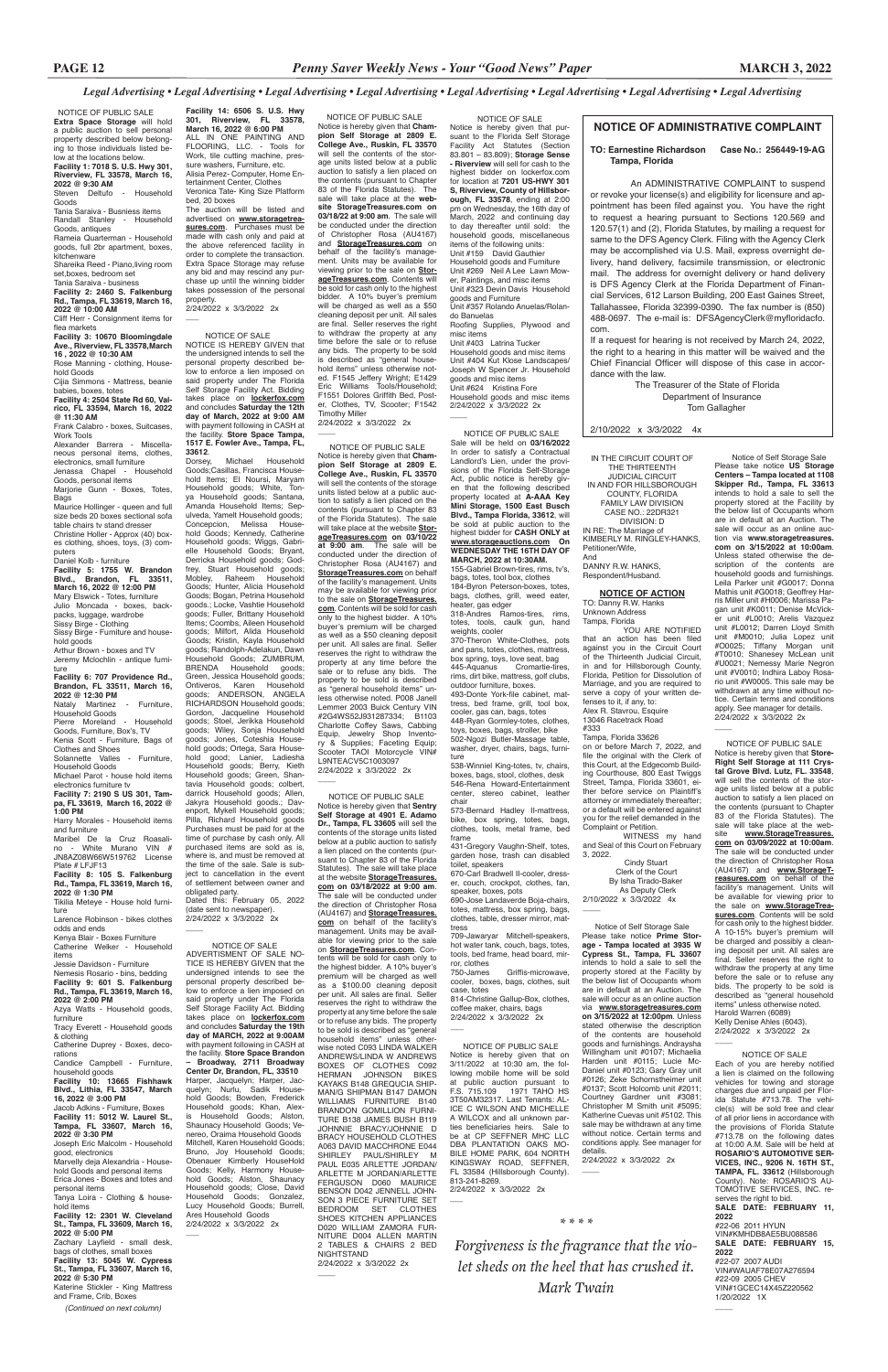*Legal Advertising • Legal Advertising • Legal Advertising • Legal Advertising • Legal Advertising • Legal Advertising • Legal Advertising • Legal Advertising*

NOTICE OF PUBLIC SALE

**Extra Space Storage** will hold a public auction to sell personal property described below belonging to those individuals listed below at the locations below.

**Facility 1: 7018 S. U.S. Hwy 301, Riverview, FL 33578, March 16, 2022 @ 9:30 AM**
Steven Deltufo - Household Goods
Tania Saraiva - Busniess items
Randall Stanley - Household Goods, antiques
Rameia Quarterman - Household goods, full 2br apartment, boxes, kitchenware
Shareika Reed - Piano,living room set,boxes, bedroom set
Tania Saraiva - business

**Facility 2: 2460 S. Falkenburg Rd., Tampa, FL 33619, March 16, 2022 @ 10:00 AM**
Cliff Herr - Consignment items for flea markets

**Facility 3: 10670 Bloomingdale Ave., Riverview, FL 33578,March 16 , 2022 @ 10:30 AM**
Rose Manning - clothing, Household Goods
Cijia Simmons - Mattress, beanie babies, boxes, totes

**Facility 4: 2504 State Rd 60, Valrico, FL 33594, March 16, 2022 @ 11:30 AM**
Frank Calabro - boxes, Suitcases, Work Tools
Alexander Barrera - Miscellaneous personal items, clothes, electronics, small furniture
Jenassa Chapel - Household Goods, personal items
Marjorie Gunn - Boxes, Totes, Bags
Maurice Hollinger - queen and full size beds 20 boxes sectional sofa table chairs tv stand dresser
Christine Holler - Approx (40) boxes clothing, shoes, toys, (3) computers
Daniel Kolb - furniture

**Facility 5: 1755 W. Brandon Blvd., Brandon, FL 33511, March 16, 2022 @ 12:00 PM**
Mary Elswick - Totes, furniture
Julio Moncada - boxes, backpacks, luggage, wardrobe
Sissy Birge - Clothing
Sissy Birge - Furniture and household goods
Arthur Brown - boxes and TV
Jeremy Mclochlin - antique furniture

**Facility 6: 707 Providence Rd., Brandon, FL 33511, March 16, 2022 @ 12:30 PM**
Nataly Martinez - Furniture, Household Goods
Pierre Moreland - Household Goods, Furniture, Box's, TV
Kenia Scott - Furniture, Bags of Clothes and Shoes
Solannette Valles - Furniture, Household Goods
Michael Parot - house hold items electronics furniture tv

**Facility 7: 2190 S US 301, Tampa, FL 33619, March 16, 2022 @ 1:00 PM**
Harry Morales - Household items and furniture
Maribel De la Cruz Roasalino - White Murano VIN # JN8AZ08W66W519762 License Plate # LFJF13

**Facility 8: 105 S. Falkenburg Rd., Tampa, FL 33619, March 16, 2022 @ 1:30 PM**
Tikilia Meteye - House hold furniture
Larence Robinson - bikes clothes odds and ends
Kenya Blair - Boxes Furniture
Catherine Welker - Household items
Jessie Davidson - Furniture
Nemesis Rosario - bins, bedding

**Facility 9: 601 S. Falkenburg Rd., Tampa, FL 33619, March 16, 2022 @ 2:00 PM**
Azya Watts - Household goods, furniture
Tracy Everett - Household goods & clothing
Catherine Duprey - Boxes, decorations
Candice Campbell - Furniture, household goods

**Facility 10: 13665 Fishhawk Blvd., Lithia, FL 33547, March 16, 2022 @ 3:00 PM**
Jacob Adkins - Furniture, Boxes

**Facility 11: 5012 W. Laurel St., Tampa, FL 33607, March 16, 2022 @ 3:30 PM**
Joseph Eric Malcolm - Household good, electronics
Marvelly deja Alexandria - Household Goods and personal items
Erica Jones - Boxes and totes and personal items
Tanya Loira - Clothing & household items

**Facility 12: 2301 W. Cleveland St., Tampa, FL 33609, March 16, 2022 @ 5:00 PM**
Zachary Layfield - small desk, bags of clothes, small boxes

**Facility 13: 5045 W. Cypress St., Tampa, FL 33607, March 16, 2022 @ 5:30 PM**
Katerine Stickler - King Mattress and Frame, Crib, Boxes

*(Continued on next column)*

**Facility 14: 6506 S. U.S. Hwy 301, Riverview, FL 33578, March 16, 2022 @ 6:00 PM**
ALL IN ONE PAINTING AND FLOORING, LLC. - Tools for Work, tile cutting machine, pressure washers, Furniture, etc.
Alisia Perez- Computer, Home Entertainment Center, Clothes
Veronica Tate- King Size Platform bed, 20 boxes

The auction will be listed and advertised on **www.storagetreasures.com**. Purchases must be made with cash only and paid at the above referenced facility in order to complete the transaction. Extra Space Storage may refuse any bid and may rescind any purchase up until the winning bidder takes possession of the personal property.

2/24/2022 x 3/3/2022 2x

NOTICE OF SALE

NOTICE IS HEREBY GIVEN that the undersigned intends to sell the personal property described below to enforce a lien imposed on said property under The Florida Self Storage Facility Act. Bidding takes place on **lockerfox.com** and concludes **Saturday the 12th day of March, 2022 at 9:00 AM** with payment following in CASH at the facility. **Store Space Tampa, 1517 E. Fowler Ave., Tampa, FL, 33612.**

Dorsey, Michael Household Goods;Casillas, Francisca Household Items; El Noursi, Maryam Household goods; White, Tonya Household goods; Santana, Amanda Household Items; Sepulveda, Yamell Household goods; Concepcion, Melissa Household Goods; Kennedy, Catherine Household goods; Wiggs, Gabrielle Household Goods; Bryant, Derricka Household goods; Godfrey, Stuart Household goods; Mobley, Raheem Household Goods; Hunter, Alicia Household Goods; Bogan, Petrina Household goods.; Locke, Vashtie Household goods; Fuller, Brittany Household Items; Coombs, Aileen Household goods; Milfort, Alida Household Goods; Kristin, Kayla Household goods; Randolph-Adelakun, Dawn Household Goods; ZUMBRUM, BRENDA Household goods; Green, Jessica Household goods; Ontiveros, Karen Household goods; ANDERSON, ANGELA RICHARDSON Household goods; Gordon, Jacqueline Household goods; Stoel, Erika Household goods; Wiley, Sonja Household goods; Jones, Coteshia Household goods; Ortega, Sara Household good; Lanier, Ladiesha Household goods; Berry, Kieth Household goods; Green, Shantavia Household goods; colbert, darrick Household goods; Allen, Jakyra Household goods.; Davenport, Mykell Household goods; Pilla, Richard Household goods Purchases must be paid for at the time of purchase by cash only. All purchased items are sold as is, where is, and must be removed at the time of the sale. Sale is subject to cancellation in the event of settlement between owner and obligated party.

Dated this: February 05, 2022 (date sent to newspaper).

2/24/2022 x 3/3/2022 2x

NOTICE OF SALE

ADVERTISEMENT OF SALE NOTICE IS HEREBY GIVEN that the undersigned intends to see the personal property described below to enforce a lien imposed on said property under The Florida Self Storage Facility Act. Bidding takes place on **lockerfox.com** and concludes **Saturday the 19th day of MARCH, 2022 at 9:00AM** with payment following in CASH at the facility. **Store Space Brandon – Broadway, 2711 Broadway Center Dr, Brandon, FL, 33510**

Harper, Jacquelyn; Harper, Jacquelyn; Nurlu, Sadik Household Goods; Bowden, Frederick Household goods; Khan, Alexis Household Goods; Alston, Shaunacy Household Goods; Venereo, Oraima Household Goods Mitchell, Karen Household Goods; Bruno, Joy Household Goods; Obenauer Kimberly HouseHold Goods; Kelly, Harmony Household Goods; Alston, Shaunacy Household goods; Close, David Household Goods; Gonzalez, Lucy Household Goods; Burrell, Ares Household Goods

2/24/2022 x 3/3/2022 2x

NOTICE OF PUBLIC SALE

Notice is hereby given that **Champion Self Storage at 2809 E. College Ave., Ruskin, FL 33570** will sell the contents of the storage units listed below at a public auction to satisfy a lien placed on the contents (pursuant to Chapter 83 of the Florida Statutes). The sale will take place at the **website StorageTreasures.com on 03/18/22 at 9:00 am**. The sale will be conducted under the direction of Christopher Rosa (AU4167) and **StorageTreasures.com** on behalf of the facility's management. Units may be available for viewing prior to the sale on **StorageTreasures.com**. Contents will be sold for cash only to the highest bidder. A 10% buyer's premium will be charged as well as a $50 cleaning deposit per unit. All sales are final. Seller reserves the right to withdraw the property at any time before the sale or to refuse any bids. The property to be sold is described as "general household items" unless otherwise noted. F1545 Jeffery Wright; E1429 Eric Williams Tools/Household; F1551 Dolores Griffith Bed, Poster, Clothes, TV, Scooter; F1542 Timothy Miller

2/24/2022 x 3/3/2022 2x

NOTICE OF PUBLIC SALE

Notice is hereby given that **Champion Self Storage at 2809 E. College Ave., Ruskin, FL 33570** will sell the contents of the storage units listed below at a public auction to satisfy a lien placed on the contents (pursuant to Chapter 83 of the Florida Statutes). The sale will take place at the website **StorageTreasures.com on 03/10/22 at 9:00 am**. The sale will be conducted under the direction of Christopher Rosa (AU4167) and **StorageTreasures.com** on behalf of the facility's management. Units may be available for viewing prior to the sale on **StorageTreasures.com**. Contents will be sold for cash only to the highest bidder. A 10% buyer's premium will be charged as well as a $50 cleaning deposit per unit. All sales are final. Seller reserves the right to withdraw the property at any time before the sale or to refuse any bids. The property to be sold is described as "general household items" unless otherwise noted. P008 Janell Lemmer 2003 Buick Century VIN #2G4WS52J931287334; B1103 Charlotte Coffey Saws, Cabbing Equip, Jewelry Shop Inventory & Supplies; Faceting Equip; Scooter TAOI Motorcycle VIN# L9NTEACV5C1003097

2/24/2022 x 3/3/2022 2x

NOTICE OF PUBLIC SALE

Notice is hereby given that **Sentry Self Storage at 4901 E. Adamo Dr., Tampa, FL 33605** will sell the contents of the storage units listed below at a public auction to satisfy a lien placed on the contents (pursuant to Chapter 83 of the Florida Statutes). The sale will take place at the website **StorageTreasures.com on 03/18/2022 at 9:00 am**. The sale will be conducted under the direction of Christopher Rosa (AU4167) and **StorageTreasures.com** on behalf of the facility's management. Units may be available for viewing prior to the sale on **StorageTreasures.com**. Contents will be sold for cash only to the highest bidder. A 10% buyer's premium will be charged as well as a $100.00 cleaning deposit per unit. All sales are final. Seller reserves the right to withdraw the property at any time before the sale or to refuse any bids. The property to be sold is described as "general household items" unless otherwise noted C093 LINDA WALKER ANDREWS/LINDA W ANDREWS BOXES OF CLOTHES C092 HERMAN JOHNSON BIKES KAYAKS B148 GREQUCIA SHIPMAN/G SHIPMAN B147 DAMON WILLIAMS FURNITURE B140 BRANDON GOMILLION FURNITURE B138 JAMES BUSH B119 JOHNNIE BRACY/JOHNNIE D BRACY HOUSEHOLD CLOTHES A063 DAVID MACCHRONE E044 SHIRLEY PAUL/SHIRLEY M PAUL E035 ARLETTE JORDAN/ARLETTE M JORDAN/ARLETTE FERGUSON D060 MAURICE BENSON D042 JENNELL JOHNSON 3 PIECE FURNITURE SET BEDROOM SET CLOTHES SHOES KITCHEN APPLIANCES D020 WILLIAM ZAMORA FURNITURE D004 ALLEN MARTIN 2 TABLES & CHAIRS 2 BED NIGHTSTAND

2/24/2022 x 3/3/2022 2x

NOTICE OF SALE

Notice is hereby given that pursuant to the Florida Self Storage Facility Act Statutes (Section 83.801 – 83.809); **Storage Sense - Riverview** will sell for cash to the highest bidder on lockerfox.com for location at **7201 US-HWY 301 S, Riverview, County of Hillsborough, FL 33578**, ending at 2:00 pm on Wednesday, the 16th day of March, 2022 and continuing day to day thereafter until sold: the household goods, miscellaneous items of the following units:
Unit #159 David Gauthier Household goods and Furniture
Unit #269 Neil A Lee Lawn Mower, Paintings, and misc items
Unit #323 Devin Davis Household goods and Furniture
Unit #357 Rolando Anuelas/Rolando Banuelas Roofing Supplies, Plywood and misc items
Unit #403 Latrina Tucker Household goods and misc items
Unit #404 Kut Klose Landscapes/ Joseph W Spencer Jr. Household goods and misc items
Unit #624 Kristina Fore Household goods and misc items

2/24/2022 x 3/3/2022 2x

NOTICE OF PUBLIC SALE

Sale will be held on **03/16/2022** In order to satisfy a Contractual Landlord's Lien, under the provisions of the Florida Self-Storage Act, public notice is hereby given that the following described property located at **A-AAA Key Mini Storage, 1500 East Busch Blvd., Tampa Florida, 33612**, will be sold at public auction to the highest bidder for **CASH ONLY at www.storageauctions.com On WEDNESDAY THE 16TH DAY OF MARCH, 2022 at 10:30AM.**
155-Gabriel Brown-tires, rims, tv's, bags, totes, tool box, clothes
184-Byron Peterson-boxes, totes, bags, clothes, grill, weed eater, heater, gas edger
318-Andres Ramos-tires, rims, totes, tools, caulk gun, hand weights, cooler
370-Theron White-Clothes, pots and pans, totes, clothes, mattress, box spring, toys, love seat, bag
445-Aquanus Cromartie-tires, rims, dirt bike, mattress, golf clubs, outdoor furniture, boxes.
493-Donte York-file cabinet, mattress, bed frame, grill, tool box, cooler, gas can, bags, totes
448-Ryan Gormley-totes, clothes, toys, boxes, bags, stroller, bike
502-Ngozi Butler-Massage table, washer, dryer, chairs, bags, furniture
538-Winniel King-totes, tv, chairs, boxes, bags, stool, clothes, desk
546-Rena Howard-Entertainment center, stereo cabinet, leather chair
573-Bernard Hadley II-mattress, bike, box spring, totes, bags, clothes, tools, metal frame, bed frame
431-Gregory Vaughn-Shelf, totes, garden hose, trash can disabled toilet, speakers
670-Carl Bradwell II-cooler, dresser, couch, crockpot, clothes, fan, speaker, boxes, pots
690-Jose Landaverde Boja-chairs, totes, mattress, box spring, bags, clothes, table, dresser mirror, mattress
709-Jawayar Mitchell-speakers, hot water tank, couch, bags, totes, tools, bed frame, head board, mirror, clothes
750-James Griffis-microwave, cooler, boxes, bags, clothes, suit case, totes
814-Christine Gallup-Box, clothes, coffee maker, chairs, bags

2/24/2022 x 3/3/2022 2x

NOTICE OF PUBLIC SALE

Notice is hereby given that on 3/11/2022 at 10:30 am, the following mobile home will be sold at public auction pursuant to F.S. 715.109 1971 TAHO HS 1750AM32317. Last Tenants: ALICE C WILSON AND MICHELLE A WILCOX and all unknown parties beneficiaries heirs. Sale to be at CP SEFFNER MHC LLC DBA PLANTATION OAKS MOBILE HOME PARK, 604 NORTH KINGSWAY ROAD, SEFFNER, FL 33584 (Hillsborough County). 813-241-8269.

2/24/2022 x 3/3/2022 2x

## NOTICE OF ADMINISTRATIVE COMPLAINT

**TO: Earnestine Richardson Case No.: 256449-19-AG**
**Tampa, Florida**

An ADMINISTRATIVE COMPLAINT to suspend or revoke your license(s) and eligibility for licensure and appointment has been filed against you. You have the right to request a hearing pursuant to Sections 120.569 and 120.57(1) and (2), Florida Statutes, by mailing a request for same to the DFS Agency Clerk. Filing with the Agency Clerk may be accomplished via U.S. Mail, express overnight delivery, hand delivery, facsimile transmission, or electronic mail. The address for overnight delivery or hand delivery is DFS Agency Clerk at the Florida Department of Financial Services, 612 Larson Building, 200 East Gaines Street, Tallahassee, Florida 32399-0390. The fax number is (850) 488-0697. The e-mail is: DFSAgencyClerk@myfloridacfo.com.

If a request for hearing is not received by March 24, 2022, the right to a hearing in this matter will be waived and the Chief Financial Officer will dispose of this case in accordance with the law.

The Treasurer of the State of Florida
Department of Insurance
Tom Gallagher

2/10/2022 x 3/3/2022 4x

IN THE CIRCUIT COURT OF THE THIRTEENTH JUDICIAL CIRCUIT IN AND FOR HILLSBOROUGH COUNTY, FLORIDA FAMILY LAW DIVISION
CASE NO.: 22DR321
DIVISION: D
IN RE: The Marriage of
KIMBERLY M. RINGLEY-HANKS, Petitioner/Wife,
And
DANNY R.W. HANKS, Respondent/Husband.

**NOTICE OF ACTION**

TO: Danny R.W. Hanks
Unknown Address
Tampa, Florida

YOU ARE NOTIFIED that an action has been filed against you in the Circuit Court of the Thirteenth Judicial Circuit, in and for Hillsborough County, Florida, Petition for Dissolution of Marriage, and you are required to serve a copy of your written defenses to it, if any, to:
Alex R. Stavrou, Esquire
13046 Racetrack Road
#333
Tampa, Florida 33626
on or before March 7, 2022, and file the original with the Clerk of this Court, at the Edgecomb Building Courthouse, 800 East Twiggs Street, Tampa, Florida 33601, either before service on Plaintiff's attorney or immediately thereafter; or a default will be entered against you for the relief demanded in the Complaint or Petition.

WITNESS my hand and Seal of this Court on February 3, 2022.

Cindy Stuart
Clerk of the Court
By Isha Tirado-Baker
As Deputy Clerk

2/10/2022 x 3/3/2022 4x

Notice of Self Storage Sale

Please take notice **Prime Storage - Tampa located at 3935 W Cypress St., Tampa, FL 33607** intends to hold a sale to sell the property stored at the Facility by the below list of Occupants whom are in default at an Auction. The sale will occur as an online auction via **www.storagetreasures.com on 3/15/2022 at 12:00pm**. Unless stated otherwise the description of the contents are household goods and furnishings. Andraysha Willingham unit #0107; Michaela Harden unit #0115; Lucie McDaniel unit #0123; Gary Gray unit #0126; Zeke Schornstheimer unit #0137; Scott Holcomb unit #2011; Courtney Gardner unit #3081; Christopher M Smith unit #5095; Katherine Cuevas unit #5102. This sale may be withdrawn at any time without notice. Certain terms and conditions apply. See manager for details.

2/24/2022 x 3/3/2022 2x

\* \* \* \*

*Forgiveness is the fragrance that the violet sheds on the heel that has crushed it.*
*Mark Twain*

Notice of Self Storage Sale

Please take notice **US Storage Centers – Tampa located at 1108 Skipper Rd., Tampa, FL 33613** intends to hold a sale to sell the property stored at the Facility by the below list of Occupants whom are in default at an Auction. The sale will occur as an online auction via **www.storagetreasures.com on 3/15/2022 at 10:00am**. Unless stated otherwise the description of the contents are household goods and furnishings. Leila Parker unit #G0017; Donna Mathis unit #G0018; Geoffrey Harris Miller unit #H0006; Marissa Pagan unit #K0011; Denise McVicker unit #L0010; Arelis Vazquez unit #L0012; Darren Lloyd Smith unit #M0010; Julia Lopez unit #O0025; Tiffany Morgan unit #T0010; Shanesey McLean unit #U0021; Nemessy Maria Negron unit #V0010; Indhira Laboy Rosario unit #W0005. This sale may be withdrawn at any time without notice. Certain terms and conditions apply. See manager for details.

2/24/2022 x 3/3/2022 2x

NOTICE OF PUBLIC SALE

Notice is hereby given that **Store-Right Self Storage at 111 Crystal Grove Blvd. Lutz, FL. 33548**, will sell the contents of the storage units listed below at a public auction to satisfy a lien placed on the contents (pursuant to Chapter 83 of the Florida Statutes). The sale will take place at the website **www.StorageTreasures.com on 03/09/2022 at 10:00am**. The sale will be conducted under the direction of Christopher Rosa (AU4167) and **www.StorageTreasures.com** on behalf of the facility's management. Units will be available for viewing prior to the sale on **www.StorageTreasures.com**. Contents will be sold for cash only to the highest bidder. A 10-15% buyer's premium will be charged and possibly a cleaning deposit per unit. All sales are final. Seller reserves the right to withdraw the property at any time before the sale or to refuse any bids. The property to be sold is described as "general household items" unless otherwise noted. Harold Warren (6089)
Kelly Denise Ahles (6043).

2/24/2022 x 3/3/2022 2x

NOTICE OF SALE

Each of you are hereby notified a lien is claimed on the following vehicles for towing and storage charges due and unpaid per Florida Statute #713.78. The vehicle(s) will be sold free and clear of all prior liens in accordance with the provisions of Florida Statute #713.78 on the following dates at 10:00 A.M. Sale will be held at **ROSARIO'S AUTOMOTIVE SERVICES, INC., 9206 N. 16TH ST., TAMPA, FL. 33612** (Hillsborough County). Note: ROSARIO'S AUTOMOTIVE SERVICES, INC. reserves the right to bid.

**SALE DATE: FEBRUARY 11, 2022**
#22-06 2011 HYUN
VIN#KMHDH8AE5BU088586

**SALE DATE: FEBRUARY 15, 2022**
#22-07 2007 AUDI
VIN#WAUAF78E07A276594
#22-09 2005 CHEV
VIN#1GCEC14X45Z220562

1/20/2022 1X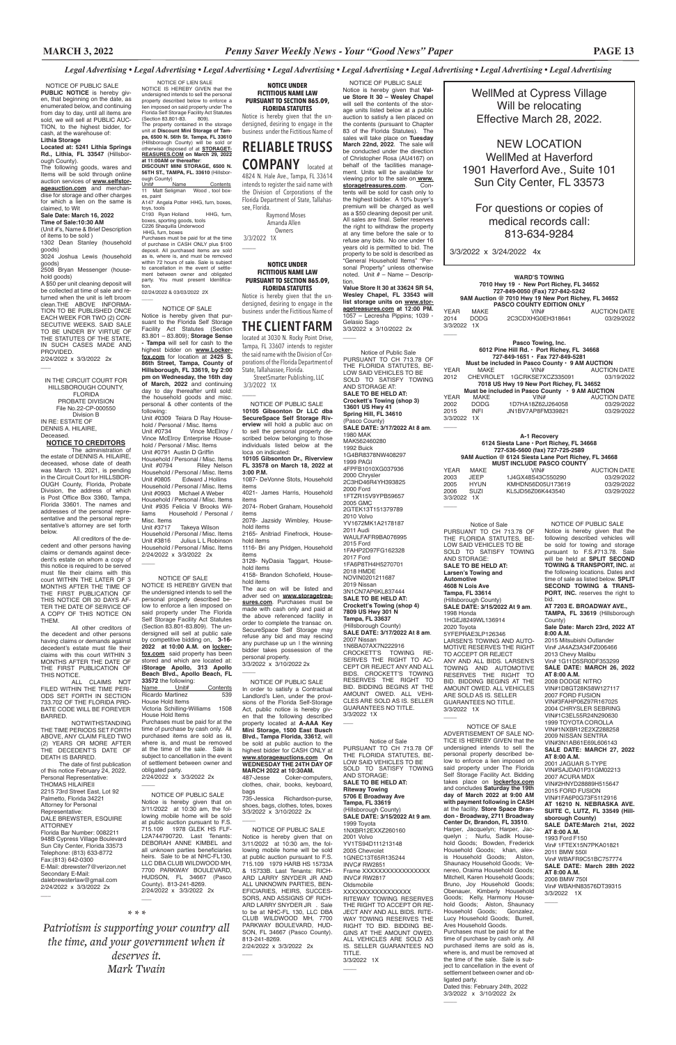*Legal Advertising • Legal Advertising • Legal Advertising • Legal Advertising • Legal Advertising • Legal Advertising • Legal Advertising • Legal Advertising*

NOTICE OF PUBLIC SALE

**PUBLIC NOTICE** is hereby given, that beginning on the date, as enumerated below, and continuing from day to day, until all items are sold, we will sell at PUBLIC AUCTION, to the highest bidder, for cash, at the warehouse of:

**Lithia Storage**

**Located at: 5241 Lithia Springs Rd., Lithia, FL 33547** (Hillsborough County).

The following goods, wares and Items will be sold through online auction services of **www.selfstorageauction.com** and merchandise for storage and other charges for which a lien on the same is claimed, to Wit

**Sale Date: March 16, 2022**

**Time of Sale:10:30 AM**

(Unit #'s, Name & Brief Description of items to be sold )

1302 Dean Stanley (household goods)

3024 Joshua Lewis (household goods)

2508 Bryan Messenger (household goods)

A $50 per unit cleaning deposit will be collected at time of sale and returned when the unit is left broom clean.THE ABOVE INFORMATION TO BE PUBLISHED ONCE EACH WEEK FOR TWO (2) CONSECUTIVE WEEKS. SAID SALE TO BE UNDER BY VIRTUE OF THE STATUTES OF THE STATE, IN SUCH CASES MADE AND PROVIDED.

2/24/2022 x 3/3/2022 2x

IN THE CIRCUIT COURT FOR HILLSBOROUGH COUNTY, FLORIDA
PROBATE DIVISION
File No.22-CP-000550
Division B
IN RE: ESTATE OF
DENNIS A. HILAIRE,
Deceased.

**NOTICE TO CREDITORS**

The administration of the estate of DENNIS A. HILAIRE, deceased, whose date of death was March 13, 2021, is pending in the Circuit Court for HILLSBOROUGH County, Florida, Probate Division, the address of which is Post Office Box 3360, Tampa, Florida 33601. The names and addresses of the personal representative and the personal representative's attorney are set forth below.

All creditors of the decedent and other persons having claims or demands against decedent's estate on whom a copy of this notice is required to be served must file their claims with this court WITHIN THE LATER OF 3 MONTHS AFTER THE TIME OF THE FIRST PUBLICATION OF THIS NOTICE OR 30 DAYS AFTER THE DATE OF SERVICE OF A COPY OF THIS NOTICE ON THEM.

All other creditors of the decedent and other persons having claims or demands against decedent's estate must file their claims with this court WITHIN 3 MONTHS AFTER THE DATE OF THE FIRST PUBLICATION OF THIS NOTICE.

ALL CLAIMS NOT FILED WITHIN THE TIME PERIODS SET FORTH IN SECTION 733.702 OF THE FLORIDA PROBATE CODE WILL BE FOREVER BARRED.

NOTWITHSTANDING THE TIME PERIODS SET FORTH ABOVE, ANY CLAIM FILED TWO (2) YEARS OR MORE AFTER THE DECEDENT'S DATE OF DEATH IS BARRED.

The date of first publication of this notice February 24, 2022.

Personal Representative:
THOMAS HILAIREII
2215 73rd Street East, Lot 92
Palmetto, Florida 34221
Attorney for Personal Representative:
DALE BREWSTER, ESQUIRE
ATTORNEY
Florida Bar Number: 0082211
948B Cypress Village Boulevard
Sun City Center, Florida 33573
Telephone: (813) 633-8772
Fax:(813) 642-0300
E-Mail: dbrewster7@verizon.net
Secondary E-Mail: dalebrewsterlaw@gmail.com
2/24/2022 x 3/3/2022 2x

\* \* \*

*Patriotism is supporting your country all the time, and your government when it deserves it.*
*Mark Twain*

NOTICE OF LIEN SALE

NOTICE IS HEREBY GIVEN that the undersigned intends to sell the personal property described below to enforce a lien imposed on said property under The Florida Self Storage Facility Act Statutes (Section 83.801-83. 809).

The property contained in the storage unit at **Discount Mini Storage of Tampa, 6500 N. 56th St. Tampa, FL 33610** (Hillsborough County) will be sold or otherwise disposed of at **STORAGETREASURES.COM on March 28, 2022 at 11:00AM or thereafter**:

**DISCOUNT MINI STORAGE, 6500 N. 56TH ST., TAMPA, FL. 33610** (Hillsborough County)

| Unit# | Name | Contents |
|---|---|---|
| 11 | Matt Seligman | Wood , tool boxes, paint |
| A147 | Angela Potter | HHG, furn, boxes, toys, tools |
| C193 | Ryan Holland | HHG, furn, boxes, sporting goods, tools |
| C226 | Shaquilla Underwood | HHG, furn, boxes |

Purchases must be paid for at the time of purchase in CASH ONLY plus $100 deposit. All purchased items are sold as is, where is, and must be removed within 72 hours of sale. Sale is subject to cancellation in the event of settlement between owner and obligated party. You must present identification.

02/24/2022 & 03/03/2022 2X

NOTICE OF SALE

Notice is hereby given that pursuant to the Florida Self Storage Facility Act Statutes (Section 83.801 – 83.809); **Storage Sense - Tampa** will sell for cash to the highest bidder on **www.Lockerfox.com** for location at **2425 S. 86th Street, Tampa, County of Hillsborough, FL 33619, by 2:00 pm on Wednesday, the 16th day of March, 2022** and continuing day to day thereafter until sold: the household goods and misc. personal & other contents of the following:

Unit #0309 Teiara D Ray Household / Personal / Misc. Items
Unit #0734 Vince McElroy / Vince McElroy Enterprise Household / Personal / Misc. Items
Unit #0791 Austin D Griffin Household / Personal / Misc. Items
Unit #0794 Riley Nelson Household / Personal / Misc. Items
Unit #0805 Edward J Hollins Household / Personal / Misc. Items
Unit #0903 Michael A Weber Household / Personal / Misc. Items
Unit #935 Felicia V Brooks Williams Household / Personal / Misc. Items
Unit #3717 Takeya Wilson Household / Personal / Misc. Items
Unit #3816 Julius L L Robinson Household / Personal / Misc. Items
2/24/2022 x 3/3/2022 2x

NOTICE OF SALE

NOTICE IS HEREBY GIVEN that the undersigned intends to sell the personal property described below to enforce a lien imposed on said property under The Florida Self Storage Facility Act Statutes (Section 83.801-83.809). The undersigned will sell at public sale by competitive bidding on, **3-16-2022 at 10:00 A.M. on lockerfox.com** said property has been stored and which are located at: **iStorage Apollo, 313 Apollo Beach Blvd., Apollo Beach, FL 33572** the following:

| Name | Unit# | Contents |
|---|---|---|
| Ricardo Martinez | 539 | House Hold Items |
| Victoria Schilling-Williams | 1508 | House Hold Items |

Purchases must be paid for at the time of purchase by cash only. All purchased items are sold as is, where is, and must be removed at the time of the sale. Sale is subject to cancellation in the event of settlement between owner and obligated party.

2/24/2022 x 3/3/2022 2x

NOTICE OF PUBLIC SALE

Notice is hereby given that on 3/11/2022 at 10:30 am, the following mobile home will be sold at public auction pursuant to F.S. 715.109 1978 GLEK HS FLFL2A744790720. Last Tenants: DEBORAH ANNE KIMBEL and all unknown parties beneficiaries heirs. Sale to be at NHC-FL130, LLC DBA CLUB WILDWOOD MH, 7700 PARKWAY BOULEVARD, HUDSON, FL 34667 (Pasco County). 813-241-8269.

2/24/2022 x 3/3/2022 2x

**NOTICE UNDER FICTITIOUS NAME LAW PURSUANT TO SECTION 865.09, FLORIDA STATUTES**

Notice is hereby given that the undersigned, desiring to engage in the business under the Fictitious Name of

# RELIABLE TRUSS COMPANY

located at 4824 N. Hale Ave., Tampa, FL 33614 intends to register the said name with the Division of Corporations of the Florida Department of State, Tallahassee, Florida.

Raymond Moses
Amanda Allen
Owners

3/3/2022 1X

**NOTICE UNDER FICTITIOUS NAME LAW PURSUANT TO SECTION 865.09, FLORIDA STATUTES**

Notice is hereby given that the undersigned, desiring to engage in the business under the Fictitious Name of

# THE CLIENT FARM

located at 3030 N. Rocky Point Drive, Tampa, FL 33607 intends to register the said name with the Division of Corporations of the Florida Department of State, Tallahassee, Florida.

StreetSmarter Publishing, LLC

3/3/2022 1X

NOTICE OF PUBLIC SALE

**10105 Gibsonton Dr LLC dba SecureSpace Self Storage Riverview** will hold a public auc on to sell the personal property described below belonging to those individuals listed below at the loca on indicated:

**10105 Gibsonton Dr., Riverview FL 33578 on March 18, 2022 at 3:00 P.M.**

1087- DeVonne Stots, Household items
4021- James Harris, Household items
2074- Robert Graham, Household items
2078- Jazsidy Wimbley, Household items
2165- Anitriad Finefrock, Household items
1116- Bri any Pridgen, Household items
3128- NyDasia Taggart, Household items
4158- Brandon Schofield, Household items

The auc on will be listed and adver sed on **www.storagetreasures.com**. Purchases must be made with cash only and paid at the above referenced facility in order to complete the transac on. SecureSpace Self Storage may refuse any bid and may rescind any purchase up un l the winning bidder takes possession of the personal property.

3/3/2022 x 3/10/2022 2x

NOTICE OF PUBLIC SALE

In order to satisfy a Contractual Landlord's Lien, under the provisions of the Florida Self-Storage Act, public notice is hereby given that the following described property located at **A-AAA Key Mini Storage, 1500 East Busch Blvd., Tampa Florida, 33612**, will be sold at public auction to the highest bidder for CASH ONLY at **www.storageauctions.com On WEDNESDAY THE 24TH DAY OF MARCH 2022 at 10:30AM.**

487-Jesse Coker-computers, clothes, chair, books, keyboard, bags

735-Jessica Richardson-purse, shoes, bags, clothes, totes, boxes

3/3/2022 x 3/10/2022 2x

NOTICE OF PUBLIC SALE

Notice is hereby given that on 3/11/2022 at 10:30 am, the following mobile home will be sold at public auction pursuant to F.S. 715.109 1979 HARB HS 15733A & 15733B. Last Tenants: RICHARD LARRY SNYDER JR AND ALL UNKNOWN PARTIES, BENEFICIARIES, HEIRS, SUCCESSORS, AND ASSIGNS OF RICHARD LARRY SNYDER JR . Sale to be at NHC-FL 130, LLC DBA CLUB WILDWOOD MH, 7700 PARKWAY BOULEVARD, HUDSON, FL 34667 (Pasco County). 813-241-8269.

2/24/2022 x 3/3/2022 2x

NOTICE OF PUBLIC SALE

Notice is hereby given that **Value Store It 30 – Wesley Chapel** will sell the contents of the storage units listed below at a public auction to satisfy a lien placed on the contents (pursuant to Chapter 83 of the Florida Statutes). The sales will take place on **Tuesday March 22nd, 2022**. The sale will be conducted under the direction of Christopher Rosa (AU4167) on behalf of the facilities management. Units will be available for viewing prior to the sale on **www.storagetreasures.com**. Contents will be sold for cash only to the highest bidder. A 10% buyer's premium will be charged as well as a $50 cleaning deposit per unit. All sales are final. Seller reserves the right to withdraw the property at any time before the sale or to refuse any bids. No one under 16 years old is permitted to bid. The property to be sold is described as "General Household Items" "Personal Property" unless otherwise noted. Unit # – Name – Description.

**Value Store It 30 at 33624 SR 54, Wesley Chapel, FL 33543 will list storage units on www.storagetreasures.com at 12:00 PM.**

1057 – Lecresha Pippins; 1039 - Gelasio Sago

3/3/2022 x 3/10/2022 2x

Notice of Public Sale

PURSUANT TO CH 713.78 OF THE FLORIDA STATUTES, BELOW SAID VEHICLES TO BE SOLD TO SATISFY TOWING AND STORAGE AT:

**SALE TO BE HELD AT:**
**Crockett's Towing (shop 3)**
**13601 US Hwy 41**
**Spring Hill, FL 34610**
(Pasco County)
**SALE DATE: 3/17/2022 At 8 am**.

1980 MAK
MAK562460280
1992 Buick
1G4BR8378NW408297
1999 PAGI
4FPFB1010XG037936
2000 Chrysler
2C3HD46R4YH393825
2000 Ford
1FTZR15V9YPB59657
2005 GMC
2GTEK13T151379789
2010 Volvo
YV1672MK1A2178187
2011 Audi
WAULFAFR9BA076995
2015 Ford
1FAHP2D97FG162328
2017 Ford
1FA6P8TH4H5270701
2018 HMDE
NOVIN0201211687
2019 Nissan
3N1CN7AP6KL837444

**SALE TO BE HELD AT:**
**Crockett's Towing (shop 4)**
**7809 US Hwy 301 N**
**Tampa, FL 33637**
(Hillsborough County)
**SALE DATE: 3/17/2022 At 8 am**.

2007 Nissan
1N6BA07AX7N222916

CROCKETT'S TOWING RESERVES THE RIGHT TO ACCEPT OR REJECT ANY AND ALL BIDS. CROCKETT'S TOWING RESERVES THE RIGHT TO BID. BIDDING BEGINS AT THE AMOUNT OWED. ALL VEHICLES ARE SOLD AS IS. SELLER GUARANTEES NO TITLE.

3/3/2022 1X

Notice of Sale

PURSUANT TO CH 713.78 OF THE FLORIDA STATUTES, BELOW SAID VEHICLES TO BE SOLD TO SATISFY TOWING AND STORAGE:

**SALE TO BE HELD AT:**
**Riteway Towing**
**5706 E Broadway Ave**
**Tampa, FL 33619**
(Hillsborough County)
**SALE DATE: 3/15/2022 At 9 am**.

1999 Toyota
1NXBR12EXXZ260160
2001 Volvo
YV1TS94D111213148
2005 Chevrolet
1GNEC13T65R135244
INVC# RW2851
Frame XXXXXXXXXXXXXXXXX
INVC# RW2817
Oldsmobile
XXXXXXXXXXXXXXXXX

RITEWAY TOWING RESERVES THE RIGHT TO ACCEPT OR REJECT ANY AND ALL BIDS. RITEWAY TOWING RESERVES THE RIGHT TO BID. BIDDING BEGINS AT THE AMOUNT OWED. ALL VEHICLES ARE SOLD AS IS. SELLER GUARANTEES NO TITLE.

3/3/2022 1X

WellMed at Cypress Village
Will be relocating
Effective March 28, 2022.

NEW LOCATION
WellMed at Haverford
1901 Haverford Ave., Suite 101
Sun City Center, FL 33573

For questions or copies of medical records call:
813-634-9284

3/3/2022 x 3/24/2022 4x

**WARD'S TOWING**
**7010 Hwy 19 • New Port Richey, FL 34652**
**727-849-0050 (Fax) 727-842-5242**
**9AM Auction @ 7010 Hwy 19 New Port Richey, FL 34652**
**PASCO COUNTY EDITION ONLY**

| YEAR | MAKE | VIN# | AUCTION DATE |
|---|---|---|---|
| 2014 | DODG | 2C3CDXHG0EH318641 | 03/29/2022 |

3/3/2022 1X

**Pasco Towing, Inc.**
**6012 Pine Hill Rd. • Port Richey, FL 34668**
**727-849-1651 • Fax 727-849-5281**
**Must be included in Pasco County • 9 AM AUCTION**

| YEAR | MAKE | VIN# | AUCTION DATE |
|---|---|---|---|
| 2012 | CHEVROLET | 1GCRKSE7XCZ335091 | 03/19/2022 |

**7018 US Hwy 19 New Port Richey, FL 34652**
**Must be included in Pasco County • 9 AM AUCTION**

| YEAR | MAKE | VIN# | AUCTION DATE |
|---|---|---|---|
| 2002 | DODG | 1D7HA18Z62J264058 | 03/29/2022 |
| 2015 | INFI | JN1BV7AP8FM339821 | 03/29/2022 |

3/3/2022 1X

**A-1 Recovery**
**6124 Siesta Lane • Port Richey, FL 34668**
**727-536-5600 (fax) 727-725-2589**
**9AM Auction @ 6124 Siesta Lane Port Richey, FL 34668**
**MUST INCLUDE PASCO COUNTY**

| YEAR | MAKE | VIN# | AUCTION DATE |
|---|---|---|---|
| 2003 | JEEP | 1J4GX48S43C550290 | 03/29/2022 |
| 2005 | HYUN | KMHDN56D05U173619 | 03/29/2022 |
| 2006 | SUZI | KL5JD56Z06K443540 | 03/29/2022 |

3/3/2022 1X

Notice of Sale

PURSUANT TO CH 713.78 OF THE FLORIDA STATUTES, BELOW SAID VEHICLES TO BE SOLD TO SATISFY TOWING AND STORAGE:

**SALE TO BE HELD AT:**
**Larsen's Towing and Automotive**
**4608 N Lois Ave**
**Tampa, FL 33614**
(Hillsborough County)
**SALE DATE: 3/15/2022 At 9 am**.

1998 Honda
1HGEJ8249WL136914
2020 Toyota
5YFEPRAE3LP126346

LARSEN'S TOWING AND AUTOMOTIVE RESERVES THE RIGHT TO ACCEPT OR REJECT ANY AND ALL BIDS. LARSEN'S TOWING AND AUTOMOTIVE RESERVES THE RIGHT TO BID. BIDDING BEGINS AT THE AMOUNT OWED. ALL VEHICLES ARE SOLD AS IS. SELLER GUARANTEES NO TITLE.

3/3/2022 1X

NOTICE OF SALE

ADVERTISEMENT OF SALE NOTICE IS HEREBY GIVEN that the undersigned intends to sell the personal property described below to enforce a lien imposed on said property under the Florida Self Storage Facility Act. Bidding takes place on **lockerfox.com** and concludes **Saturday the 19th day of March 2022 at 9:00 AM with payment following in CASH** at the facility. **Store Space Brandon - Broadway, 2711 Broadway Center, Dr. Brandon, FL 33510.**

Harper, Jacquelyn; Harper, Jacquelyn ; Nurlu, Sadik Household Goods; Bowden, Frederick Household Goods; khan, alexis Household Goods; Alston, Shaunacy Household Goods; Venereo, Oraima Household Goods; Mitchell, Karen Household Goods; Bruno, Joy Household Goods; Obenauer, Kimberly Household Goods; Kelly, Harmony Household Goods; Alston, Shaunacy Household Goods; Gonzalez, Lucy Household Goods; Burrell, Ares Household Goods.

Purchases must be paid for at the time of purchase by cash only. All purchased items are sold as is, where is, and must be removed at the time of the sale. Sale is subject to cancellation in the event of settlement between owner and obligated party.

Dated this: February 24th, 2022

3/3/2022 x 3/10/2022 2x

NOTICE OF PUBLIC SALE

Notice is hereby given that the following described vehicles will be sold for towing and storage pursuant to F.S.#713.78. Sale will be held at **SPLIT SECOND TOWING & TRANSPORT, INC.** at the following locations. Dates and time of sale as listed below. **SPLIT SECOND TOWING & TRANSPORT, INC.** reserves the right to bid.

**AT 7203 E. BROADWAY AVE., TAMPA, FL 33619** (Hillsborough County)

**Sale Date: March 23rd, 2022 AT 8:00 A.M.**

2015 Mitsubishi Outlander
Vin# JA4AZ3A34FZ006466
2013 Chevy Malibu
Vin# 1G11D5SR0DF353299

**SALE DATE: MARCH 26, 2022 AT 8:00 A.M.**

2008 DODGE NITRO
VIN#1D8GT28K58W127117
2007 FORD FUSION
VIN#3FAHP06Z97R167025
2004 CHRYSLER SEBRING
VIN#1C3EL55R24N290630
1999 TOYOTA COROLLA
VIN#1NXBR12E2XZ288258
2009 NISSAN SENTRA
VIN#3N1AB61E69L606143

**SALE DATE: MARCH 27, 2022 AT 8:00 A.M.**

2001 JAGUAR S-TYPE
VIN#SAJDA01P31GM02213
2007 ACURA MDX
VIN#2HNYD28889H515647
2015 FORD FUSION
VIN#1FA6P0G73F5112916

**AT 16210 N. NEBRASKA AVE. SUITE C, LUTZ, FL 33549 (Hillsborough County)**

**SALE DATE:March 21st, 2022 AT 8:00 A.M.**

1993 Ford F150
Vin# 1FTEX15N7PKA01821
2011 BMW 550I
Vin# WBAFR9C51BC757774

**SALE DATE: March 28th 2022 AT 8:00 A.M.**

2006 BMW 750I
Vin# WBAHN83576DT39315

3/3/2022 1X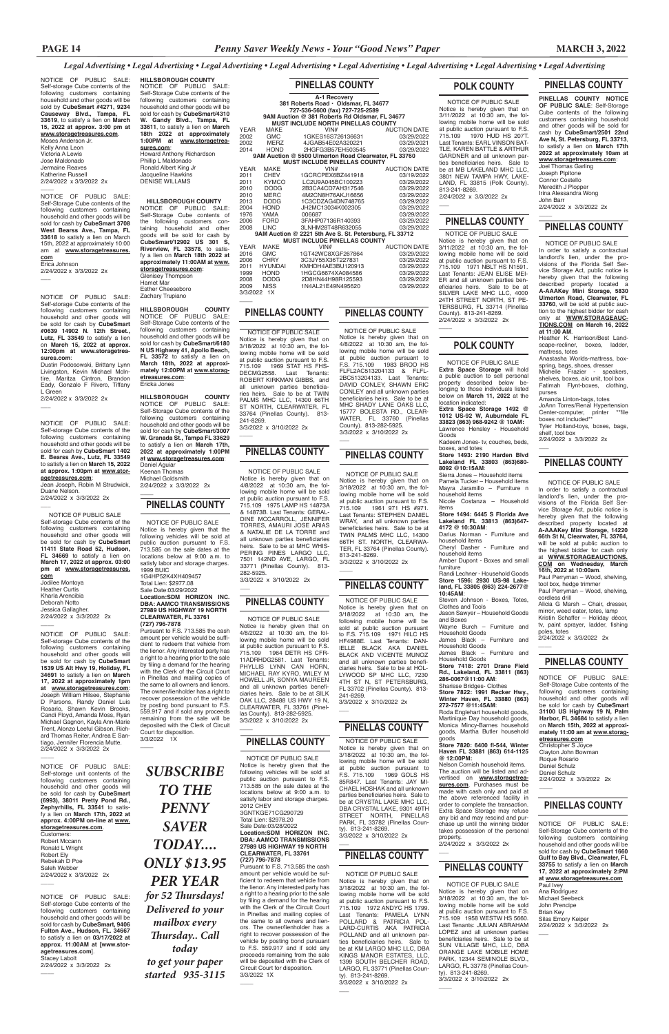*Legal Advertising • Legal Advertising • Legal Advertising • Legal Advertising • Legal Advertising • Legal Advertising • Legal Advertising • Legal Advertising*

NOTICE OF PUBLIC SALE: Self-storage Cube contents of the following customers containing household and other goods will be sold by **CubeSmart #4271, 9234 Causeway Blvd., Tampa, FL 33619**, to satisfy a lien on **March 15, 2022 at approx. 3:00 pm at www.storagetreasures.com**
Moses Anderson Jr.
Kelly Anna Leon
Victoria A Lewis
Jose Maldonado
Jermaine Reaves
Katherine Russell
2/24/2022 x 3/3/2022 2x

NOTICE OF PUBLIC SALE: Self-storage Cube contents of the following customers containing household and other goods will be sold for cash by **CubeSmart 3708 West Bearss Ave., Tampa, FL 33618** to satisfy a lien on March 15th, 2022 at approximately 10:00 am at **www.storagetreasures.com**
Erica Johnson
2/24/2022 x 3/3/2022 2x

NOTICE OF PUBLIC SALE: Self-storage Cube contents of the following customers containing household and other goods will be sold for cash by **CubeSmart #0639 14902 N. 12th Street., Lutz, FL 33549** to satisfy a lien on **March 15, 2022 at approx. 12:00pm at www.storagetreasures.com**:
Dustin Podosowski, Brittany Lynn Livingston, Kevin Michael McIntire, Maritza Cintron, Brandon Eady, Gonzalo F Rivero, Tiffany L Green
2/24/2022 x 3/3/2022 2x

NOTICE OF PUBLIC SALE: Self-storage Cube contents of the following customers containing household and other goods will be sold for cash by **CubeSmart 1402 E. Bearss Ave., Lutz, FL 33549** to satisfy a lien on **March 15, 2022 at approx. 1:00pm at www.storagetreasures.com**:
Jean Joseph, Robin M Strudwick, Duane Nelson.
2/24/2022 x 3/3/2022 2x

NOTICE OF PUBLIC SALE Self-storage Cube contents of the following customers containing household and other goods will be sold for cash by **CubeSmart 11411 State Road 52, Hudson, FL 34669** to satisfy a lien on **March 17, 2022 at approx. 03:00 pm at www.storagetreasures.com**
Jodilee Montoya
Heather Curtis
Kharla Arencibia
Deborah Notto
Jessica Gallagher.
2/24/2022 x 3/3/2022 2x

NOTICE OF PUBLIC SALE: Self-storage Cube contents of the following customers containing household and other goods will be sold for cash by **CubeSmart 1539 US Alt Hwy 19, Holiday, FL 34691** to satisfy a lien on **March 17, 2022 at approximately 1pm at www.storagetreasures.com**:
Joseph William Hilsee, Stephanie D Parsons, Randy Daniel Luis Rosario, Shawn Kevin Brooks, Candi Floyd, Amanda Moss, Ryan Michael Gagnon, Kayla Ann-Marie Trent, Alonzo Leeful Gibson, Richard Thomas Reiter, Andrea E Santiago, Jennifer Florencia Mutte.
2/24/2022 x 3/3/2022 2x

NOTICE OF PUBLIC SALE: Self-storage unit contents of the following customers containing household and other goods will be sold for cash by **CubeSmart (6993), 38011 Pretty Pond Rd., Zephyrhills, FL 33541** to satisfy a lien on **March 17th, 2022 at approx. 4:00PM on-line at www.storagetreasures.com**.
Customers:
Robert Mccann
Ronald L Wright
Robert Ely
Rebekah D Poe
Saleh Webber
2/24/2022 x 3/3/2022 2x

NOTICE OF PUBLIC SALE: Self-storage Cube contents of the following customers containing household and other goods will be sold for cash by **CubeSmart, 9406 Fulton Ave., Hudson, FL. 34667** to satisfy a lien on **03/17/2022 at approx. 11:00AM at [www.storagetreasures.com]**.
Stacey Labott
2/24/2022 x 3/3/2022 2x

## HILLSBOROUGH COUNTY

NOTICE OF PUBLIC SALE: Self-Storage Cube contents of the following customers containing household and other goods will be sold for cash by **CubeSmart/4310 W. Gandy Blvd., Tampa, FL 33611**, to satisfy a lien on **March 18th 2022 at approximately 1:00PM at www.storagetreasures.com**:
Howard Anthony Richardson
Phillip L Maldonado
Ronald Albert King Jr
Jacqueline Hawkins
DENISE WILLAMS

## HILLSBOROUGH COUNTY

NOTICE OF PUBLIC SALE: Self-Storage Cube contents of the following customers containing household and other goods will be sold for cash by **CubeSmart/12902 US 301 S, Riverview, FL 33578**, to satisfy a lien on **March 18th 2022 at approximately 11:00AM at www.storagetreasures.com**:
Glenisey Thompson
Hamet Mar
Esther Cheeseboro
Zachary Trupiano

## HILLSBOROUGH COUNTY

NOTICE OF PUBLIC SALE: Self-Storage Cube contents of the following customers containing household and other goods will be sold for cash by **CubeSmart/6180 N US Highway 41, Apollo Beach, FL 33572** to satisfy a lien on **March 18th, 2022 at approximately 12:00PM at www.storagetreasures.com**:
Ericka Jones

## HILLSBOROUGH COUNTY

NOTICE OF PUBLIC SALE: Self-Storage Cube contents of the following customers containing household and other goods will be sold for cash by **CubeSmart/3007 W. Granada St., Tampa FL 33629** to satisfy a lien on **March 17th, 2022 at approximately 1:00PM at www.storagetreasures.com**:
Daniel Aguiar
Keenan Thomas
Michael Goldsmith
2/24/2022 x 3/3/2022 2x

## PINELLAS COUNTY

NOTICE OF PUBLIC SALE
Notice is hereby given that the following vehicles will be sold at public auction pursuant to F.S. 713.585 on the sale dates at the locations below at 9:00 a.m. to satisfy labor and storage charges.
1999 BUIC
1G4HP52K4XH409457
Total Lien: $2977.08
Sale Date:03/29/2022
**Location:SDM HORIZON INC. DBA: AAMCO TRANSMISSIONS 27989 US HIGHWAY 19 NORTH CLEARWATER, FL 33761 (727) 796-7878**
Pursuant to F.S. 713.585 the cash amount per vehicle would be sufficient to redeem that vehicle from the lienor. Any interested party has a right to a hearing prior to the sale by filing a demand for the hearing with the Clerk of the Circuit Court in Pinellas and mailing copies of the same to all owners and lienors. The owner/lienholder has a right to recover possession of the vehicle by posting bond pursuant to F.S. 559.917 and if sold any proceeds remaining from the sale will be deposited with the Clerk of Circuit Court for disposition.
3/3/2022 1X

***SUBSCRIBE TO THE PENNY SAVER TODAY.... ONLY $13.95 PER YEAR***
***for 52 Thursdays! Delivered to your mailbox every Thursday.. Call today to get your paper started 935-3115***

## PINELLAS COUNTY

**A-1 Recovery**
**381 Roberts Road • Oldsmar, FL 34677**
**727-536-5600 (fax) 727-725-2589**
**9AM Auction @ 381 Roberts Rd Oldsmar, FL 34677**
**MUST INCLUDE NORTH PINELLAS COUNTY**

| YEAR | MAKE | VIN# | AUCTION DATE |
|---|---|---|---|
| 2002 | GMC | 1GKES16S726136631 | 03/29/2022 |
| 2002 | MERZ | 4JGAB54E02A320221 | 03/29/2021 |
| 2014 | HOND | 2HGFG3B57EH503545 | 03/29/2022 |

**9AM Auction @ 5500 Ulmerton Road Clearwater, FL 33760**
**MUST INCLUDE PINELLAS COUNTY**

| YEAR | MAKE | VIN# | AUCTION DATE |
|---|---|---|---|
| 2011 | CHEV | 1GCRCPEX6BZ441918 | 03/19/2022 |
| 2011 | KYMCO | LC2U9A045BC100223 | 03/29/2022 |
| 2010 | DODG | 2B3CA4CD7AH317546 | 03/29/2022 |
| 2010 | MERC | 4M2CN8H76AKJ16656 | 03/29/2022 |
| 2013 | DODG | 1C3CDZAG4DN748765 | 03/29/2022 |
| 2004 | HOND | JH2MC13034K002305 | 03/29/2022 |
| 1976 | YAMA | 006687 | 03/29/2022 |
| 2006 | FORD | 3FAHP07136R140393 | 03/29/2022 |
| 2008 | LINC | 3LNHM28T48R632055 | 03/29/2022 |

**9AM Auction @ 2221 5th Ave S. St. Petersburg, FL 33712**
**MUST INCLUDE PINELLAS COUNTY**

| YEAR | MAKE | VIN# | AUCTION DATE |
|---|---|---|---|
| 2016 | GMC | 1GT42WC8XGF267864 | 03/29/2022 |
| 2006 | CHRY | 3C3JY55X36T227831 | 03/29/2022 |
| 2011 | HYUNDAI | KMHDH4AE3BU120913 | 03/29/2022 |
| 1999 | HOND | 1HGCG6674XA084588 | 03/29/2022 |
| 2008 | DODG | 2D8HN44H98R125593 | 03/29/2022 |
| 2009 | NISS | 1N4AL21E49N495620 | 03/29/2022 |

3/3/2022 1X

## PINELLAS COUNTY

NOTICE OF PUBLIC SALE
Notice is hereby given that on 3/18/2022 at 10:30 am, the following mobile home will be sold at public auction pursuant to F.S. 715.109 1969 STAT HS FHSDECMG2558. Last Tenants: ROBERT KIRKMAN GIBBS, and all unknown parties beneficiaries. Sale to be at TWIN PALMS MHC LLC, 14300 66TH ST NORTH, CLEARWATER, FL 33764 (Pinellas County). 813-241-8269.
3/3/2022 x 3/10/2022 2x

## PINELLAS COUNTY

NOTICE OF PUBLIC SALE
Notice is hereby given that on 4/8/2022 at 10:30 am, the following mobile home will be sold at public auction pursuant to F.S. 715.109 1975 LAMP HS 14873A & 14873B. Last Tenants: GERALDINE MCCARROLL, JENNIFER TORRES, AMAURI JOSE ARIAS & NATALIE DE LA TORRE and all unknown parties beneficiaries. Sale to be at WHISPERING PINES LARGO LLC, 7501 142ND AVE, LARGO, FL 33771 (Pinellas County). 813-282-5925.
3/3/2022 x 3/10/2022 2x

## PINELLAS COUNTY

NOTICE OF PUBLIC SALE
Notice is hereby given that on 4/8/2022 at 10:30 am, the following mobile home will be sold at public auction pursuant to F.S. 715.109 1964 DETR HS CFR-11ADRHDG2581. Last Tenants: PHYLLIS LYNN CAN HORN, MICHAEL RAY KYRO, WILEY M HOWELL JR, SONYA MAUREEN and all unknown parties beneficiaries. Sale to be at SILK OAK LLC, 28488 US HWY 19 N, CLEARWATER, FL 33761 (Pinellas County). 813-282-5925.
3/3/2022 x 3/10/2022 2x

## PINELLAS COUNTY

NOTICE OF PUBLIC SALE
Notice is hereby given that the following vehicles will be sold at public auction pursuant to F.S. 713.585 on the sale dates at the locations below at 9:00 a.m. to satisfy labor and storage charges.
2012 CHEV
3GNTKGE71CG290729
Total Lien: $2978.20
Sale Date:03/28/2022
**Location:SDM HORIZON INC. DBA: AAMCO TRANSMISSIONS 27989 US HIGHWAY 19 NORTH CLEARWATER, FL 33761 (727) 796-7878**
Pursuant to F.S. 713.585 the cash amount per vehicle would be sufficient to redeem that vehicle from the lienor. Any interested party has a right to a hearing prior to the sale by filing a demand for the hearing with the Clerk of the Circuit Court in Pinellas and mailing copies of the same to all owners and lienors. The owner/lienholder has a right to recover possession of the vehicle by posting bond pursuant to F.S. 559.917 and if sold any proceeds remaining from the sale will be deposited with the Clerk of Circuit Court for disposition.
3/3/2022 1X

## PINELLAS COUNTY

NOTICE OF PUBLIC SALE
Notice is hereby given that on 4/8/2022 at 10:30 am, the following mobile home will be sold at public auction pursuant to F.S. 715.109 1983 BROO HS FLFL2AC513204133 & FLFL2BC513204133. Last Tenants: DAVID CONLEY, SHAWN ERIC CONLEY and all unknown parties beneficiaries heirs. Sale to be at MHC SHADY LANE OAKS LLC, 15777 BOLESTA RD., CLEARWATER, FL 33760 (Pinellas County). 813-282-5925.
3/3/2022 x 3/10/2022 2x

## PINELLAS COUNTY

NOTICE OF PUBLIC SALE
Notice is hereby given that on 3/18/2022 at 10:30 am, the following mobile home will be sold at public auction pursuant to F.S. 715.109 1961 971 HS #971. Last Tenants: STEPHEN DANIEL WRAY, and all unknown parties beneficiaries heirs. Sale to be at TWIN PALMS MHC LLC, 14300 66TH ST. NORTH, CLEARWATER, FL 33764 (Pinellas County). 813-241-8269.
3/3/2022 x 3/10/2022 2x

## PINELLAS COUNTY

NOTICE OF PUBLIC SALE
Notice is hereby given that on 3/18/2022 at 10:30 am, the following mobile home will be sold at public auction pursuant to F.S. 715.109 1971 HILC HS HF4988E. Last Tenants: DANIELLE BLACK AKA DANIEL BLACK AND VICENTE MUNOZ and all unknown parties beneficiaries heirs. Sale to be at HOLLYWOOD SP MHC LLC, 7230 4TH ST N, ST PETERSBURG, FL 33702 (Pinellas County). 813-241-8269.
3/3/2022 x 3/10/2022 2x

## PINELLAS COUNTY

NOTICE OF PUBLIC SALE
Notice is hereby given that on 3/18/2022 at 10:30 am, the following mobile home will be sold at public auction pursuant to F.S. 715.109 1969 GOLS HS 85R847. Last Tenants: JAY MICHAEL HOSHAK and all unknown parties beneficiaries heirs. Sale to be at CRYSTAL LAKE MHC LLC, DBA CRYSTAL LAKE, 9301 49TH STREET NORTH, PINELLAS PARK, FL 33782 (Pinellas County). 813-241-8269.
3/3/2022 x 3/10/2022 2x

## PINELLAS COUNTY

NOTICE OF PUBLIC SALE
Notice is hereby given that on 3/18/2022 at 10:30 am, the following mobile home will be sold at public auction pursuant to F.S. 715.109 1972 ANDYC HS 1799. Last Tenants: PAMELA LYNN POLLARD & PATRICIA POLLARD-CURTIS AKA PATRICIA POLLARD and all unknown parties beneficiaries heirs. Sale to be at KM LARGO MHC LLC, DBA KINGS MANOR ESTATES, LLC, 1399 SOUTH BELCHER ROAD, LARGO, FL 33771 (Pinellas County). 813-241-8269.
3/3/2022 x 3/10/2022 2x

## POLK COUNTY

NOTICE OF PUBLIC SALE
Notice is hereby given that on 3/11/2022 at 10:30 am, the following mobile home will be sold at public auction pursuant to F.S. 715.109 1970 HUD HS 207T. Last Tenants: EARL VINSON BATTLE, KAREN BATTLE & ARTHUR GARDNER and all unknown parties beneficiaries heirs. Sale to be at MB LAKELAND MHC LLC, 3801 NEW TAMPA HWY, LAKELAND, FL 33815 (Polk County). 813-241-8269.
2/24/2022 x 3/3/2022 2x

## PINELLAS COUNTY

NOTICE OF PUBLIC SALE
Notice is hereby given that on 3/11/2022 at 10:30 am, the following mobile home will be sold at public auction pursuant to F.S. 715.109 1971 NBLT HS N1591. Last Tenants: JEAN ELISE MEIER and all unknown parties beneficiaries heirs. Sale to be at SILVER LAKE MHC LLC, 4000 24TH STREET NORTH, ST PETERSBURG, FL 33714 (Pinellas County). 813-241-8269.
2/24/2022 x 3/3/2022 2x

## POLK COUNTY

NOTICE OF PUBLIC SALE
**Extra Space Storage** will hold a public auction to sell personal property described below belonging to those individuals listed below on **March 11, 2022** at the location indicated:
**Extra Space Storage 1492 @ 1012 US-92 W, Auburndale FL 33823 (863) 968-9242 @ 10AM:**
Lawrence Hensley - Household Goods
Kadeem Jones- tv, couches, beds, boxes, and totes
**Store 1493: 2190 Harden Blvd Lakeland FL 33803 (863)680-8092 @10:15AM**:
Sierra Jones – Household items
Pamela Tucker – Household items
Mayra Jaramillo – Furniture n household items
Nicole Costanza – Household items
**Store 1494: 6445 S Florida Ave Lakeland FL 33813 (863)647-4172 @ 10:30AM**:
Darius Norman - Furniture and household items
Cheryl Dasher - Furniture and household items
Amber Dupont - Boxes and small furniture
Randi Lechner - Household Goods
**Store 1596: 2930 US-98 Lakeland, FL 33805 (863) 224-2677@ 10:45AM**:
Steven Johnson - Boxes, Totes, Clothes and Tools
Jason Sawyer – Household Goods and Boxes
Wayne Burch – Furniture and Household Goods
James Black – Furniture and Household Goods
James Black – Furniture and Household Goods
**Store 7418: 2701 Drane Field Rd., Lakeland, FL 33811 (863) 286-0067@11:00 AM**:
Sharlise Bridges- Clothes
**Store 7822: 1991 Recker Hwy., Winter Haven, FL 33880 (863) 272-7577 @11:45AM**:
Roda Englehart household goods, Martinique Day household goods, Monica Mincy-Barnes household goods, Martha Butler household goods
**Store 7820: 6400 Il-544, Winter Haven FL 33881 (863) 614-1125 @ 12:00PM:**
Nelson Cornish household items.
The auction will be listed and advertised on **www.storagetreasures.com**. Purchases must be made with cash only and paid at the above referenced facility in order to complete the transaction. Extra Space Storage may refuse any bid and may rescind any purchase up until the winning bidder takes possession of the personal property.
2/24/2022 x 3/3/2022 2x

## PINELLAS COUNTY

NOTICE OF PUBLIC SALE
Notice is hereby given that on 3/18/2022 at 10:30 am, the following mobile home will be sold at public auction pursuant to F.S. 715.109 1958 WESTW HS 5680. Last Tenants: JULIAN ABRAHAM LOPEZ and all unknown parties beneficiaries heirs. Sale to be at SUN VILLAGE MHC, LLC, DBA ORANGE LAKE MOBILE HOME PARK, 12344 SEMINOLE BLVD., LARGO, FL 33778 (Pinellas County). 813-241-8269.
3/3/2022 x 3/10/2022 2x

## PINELLAS COUNTY

**PINELLAS COUNTY NOTICE OF PUBLIC SALE**: Self-Storage Cube contents of the following customers containing household and other goods will be sold for cash by **CubeSmart/2501 22nd Ave N, St. Petersburg, FL 33713**, to satisfy a lien on **March 17th 2022 at approximately 10am at www.storagetreasures.com**:
Joel Thomas Garling
Joseph Pipitone
Connor Costello
Meredith J Plopper
Irina Alessandra Wong
John Barr
2/24/2022 x 3/3/2022 2x

## PINELLAS COUNTY

NOTICE OF PUBLIC SALE
In order to satisfy a contractual landlord's lien, under the provisions of the Florida Self Service Storage Act, public notice is hereby given that the following described property located at **A-AAAKey Mini Storage, 5830 Ulmerton Road, Clearwater, FL 33760**, will be sold at public auction to the highest bidder for cash only at **WWW.STORAGEAUCTIONS.COM on March 16, 2022 at 11:00 AM**.
Heather K. Harrison/Best Landscape-recliner, boxes, ladder, mattress, totes
Anastasha Worlds-mattress, boxspring, bags, shoes, dresser
Michelle Frazier - speakers, shelves, boxes, a/c unit, tool box
Fatmah Flynt-boxes, clothing, purses
Amanda Linton-bags, totes
JoAnn Torres/Renal Hypertension Center-computer, printer **file boxes not included**
Tyler Holland-toys, boxes, bags, shelf, tool box
2/24/2022 x 3/3/2022 2x

## PINELLAS COUNTY

NOTICE OF PUBLIC SALE
In order to satisfy a contractual landlord's lien, under the provisions of the Florida Self Service Storage Act, public notice is hereby given that the following described property located at **A-AAAKey Mini Storage, 14220 66th St N, Clearwater, FL 33764**, will be sold at public auction to the highest bidder for cash only at **WWW.STORAGEAUCTIONS.COM on Wednesday, March 16th, 2022 at 10:00am**.
Paul Perryman – Wood, shelving, tool box, hedge trimmer
Paul Perryman – Wood, shelving, cordless drill
Alicia G Marsh – Chair, dresser, mirror, weed eater, totes, lamp
Kristin Schaffer – Holiday décor, tv, paint sprayer, ladder, fishing poles, totes
2/24/2022 x 3/3/2022 2x

## PINELLAS COUNTY

NOTICE OF PUBLIC SALE: Self-Storage Cube contents of the following customers containing household and other goods will be sold for cash by **CubeSmart 31100 US Highway 19 N, Palm Harbor, FL 34684** to satisfy a lien on **March 15th, 2022 at approximately 11:00 am at www.storagetreasures.com**
Christopher S Joyce
Clayton John Bowman
Roque Rosario
Daniel Schulz
Daniel Schulz
2/24/2022 x 3/3/2022 2x

## PINELLAS COUNTY

NOTICE OF PUBLIC SALE: Self-Storage Cube contents of the following customers containing household and other goods will be sold for cash by **CubeSmart 1660 Gulf to Bay Blvd., Clearwater, FL 33755** to satisfy a lien on **March 17, 2022 at approximately 2:PM at www.storagetreasures.com**
Paul Ivey
Ana Rodriguez
Michael Seebeck
John Prencipe
Brian Key
Silas Emory Keiper
2/24/2022 x 3/3/2022 2x